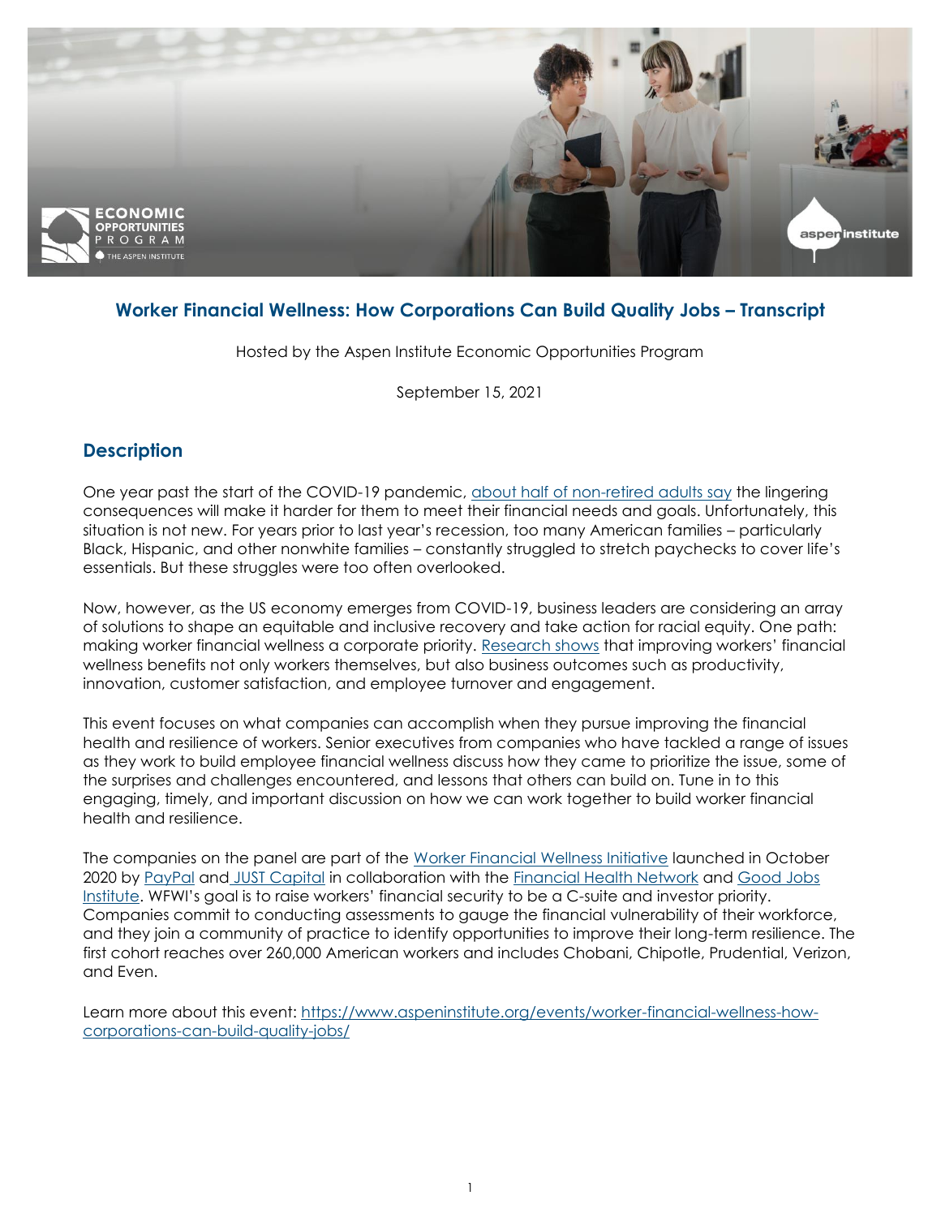# Worker Financial Wellness: How Corporations Can Build Quality Jobs – Transcript

Hosted by the Aspen Institute Economic Opportunities Program

September 15, 2021

## Description

One year past the start of the COVID-19 pandemic, about half of non-retired adults say the lingering consequences will make it harder for them to meet their financial needs and goals. Unfortunately, this situation is not new. For years prior to last year's recession, too many American families – particularly Black, Hispanic, and other nonwhite families – constantly struggled to stretch paychecks to cover life's essentials. But these struggles were too often overlooked.

Now, however, as the US economy emerges from COVID-19, business leaders are considering an array of solutions to shape an equitable and inclusive recovery and take action for racial equity. One path: making worker financial wellness a corporate priority. Research shows that improving workers' financial wellness benefits not only workers themselves, but also business outcomes such as productivity, innovation, customer satisfaction, and employee turnover and engagement.

This event focuses on what companies can accomplish when they pursue improving the financial health and resilience of workers. Senior executives from companies who have tackled a range of issues as they work to build employee financial wellness discuss how they came to prioritize the issue, some of the surprises and challenges encountered, and lessons that others can build on. Tune in to this engaging, timely, and important discussion on how we can work together to build worker financial health and resilience.

The companies on the panel are part of the Worker Financial Wellness Initiative launched in October 2020 by PayPal and JUST Capital in collaboration with the Financial Health Network and Good Jobs Institute. WFWI's goal is to raise workers' financial security to be a C-suite and investor priority. Companies commit to conducting assessments to gauge the financial vulnerability of their workforce, and they join a community of practice to identify opportunities to improve their long-term resilience. The first cohort reaches over 260,000 American workers and includes Chobani, Chipotle, Prudential, Verizon, and Even.

Learn more about this event: https://www.aspeninstitute.org/events/worker-financial-wellness-how-corporations-can-build-quality-jobs/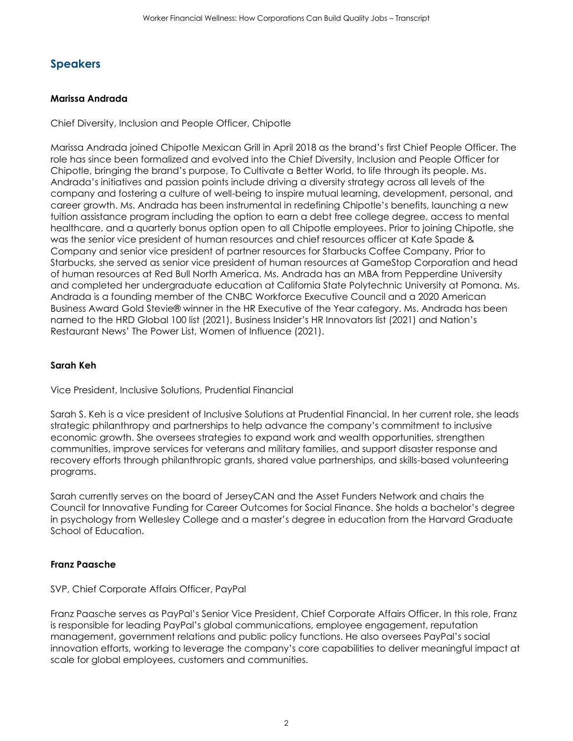## Speakers

### Marissa Andrada

Chief Diversity, Inclusion and People Officer, Chipotle

Marissa Andrada joined Chipotle Mexican Grill in April 2018 as the brand's first Chief People Officer. The role has since been formalized and evolved into the Chief Diversity, Inclusion and People Officer for Chipotle, bringing the brand's purpose, To Cultivate a Better World, to life through its people. Ms. Andrada's initiatives and passion points include driving a diversity strategy across all levels of the company and fostering a culture of well-being to inspire mutual learning, development, personal, and career growth. Ms. Andrada has been instrumental in redefining Chipotle's benefits, launching a new tuition assistance program including the option to earn a debt free college degree, access to mental healthcare, and a quarterly bonus option open to all Chipotle employees. Prior to joining Chipotle, she was the senior vice president of human resources and chief resources officer at Kate Spade & Company and senior vice president of partner resources for Starbucks Coffee Company. Prior to Starbucks, she served as senior vice president of human resources at GameStop Corporation and head of human resources at Red Bull North America. Ms. Andrada has an MBA from Pepperdine University and completed her undergraduate education at California State Polytechnic University at Pomona. Ms. Andrada is a founding member of the CNBC Workforce Executive Council and a 2020 American Business Award Gold Stevie® winner in the HR Executive of the Year category. Ms. Andrada has been named to the HRD Global 100 list (2021), Business Insider's HR Innovators list (2021) and Nation's Restaurant News' The Power List, Women of Influence (2021).

### Sarah Keh

Vice President, Inclusive Solutions, Prudential Financial

Sarah S. Keh is a vice president of Inclusive Solutions at Prudential Financial. In her current role, she leads strategic philanthropy and partnerships to help advance the company's commitment to inclusive economic growth. She oversees strategies to expand work and wealth opportunities, strengthen communities, improve services for veterans and military families, and support disaster response and recovery efforts through philanthropic grants, shared value partnerships, and skills-based volunteering programs.

Sarah currently serves on the board of JerseyCAN and the Asset Funders Network and chairs the Council for Innovative Funding for Career Outcomes for Social Finance. She holds a bachelor's degree in psychology from Wellesley College and a master's degree in education from the Harvard Graduate School of Education.

### Franz Paasche

SVP, Chief Corporate Affairs Officer, PayPal

Franz Paasche serves as PayPal's Senior Vice President, Chief Corporate Affairs Officer. In this role, Franz is responsible for leading PayPal's global communications, employee engagement, reputation management, government relations and public policy functions. He also oversees PayPal's social innovation efforts, working to leverage the company's core capabilities to deliver meaningful impact at scale for global employees, customers and communities.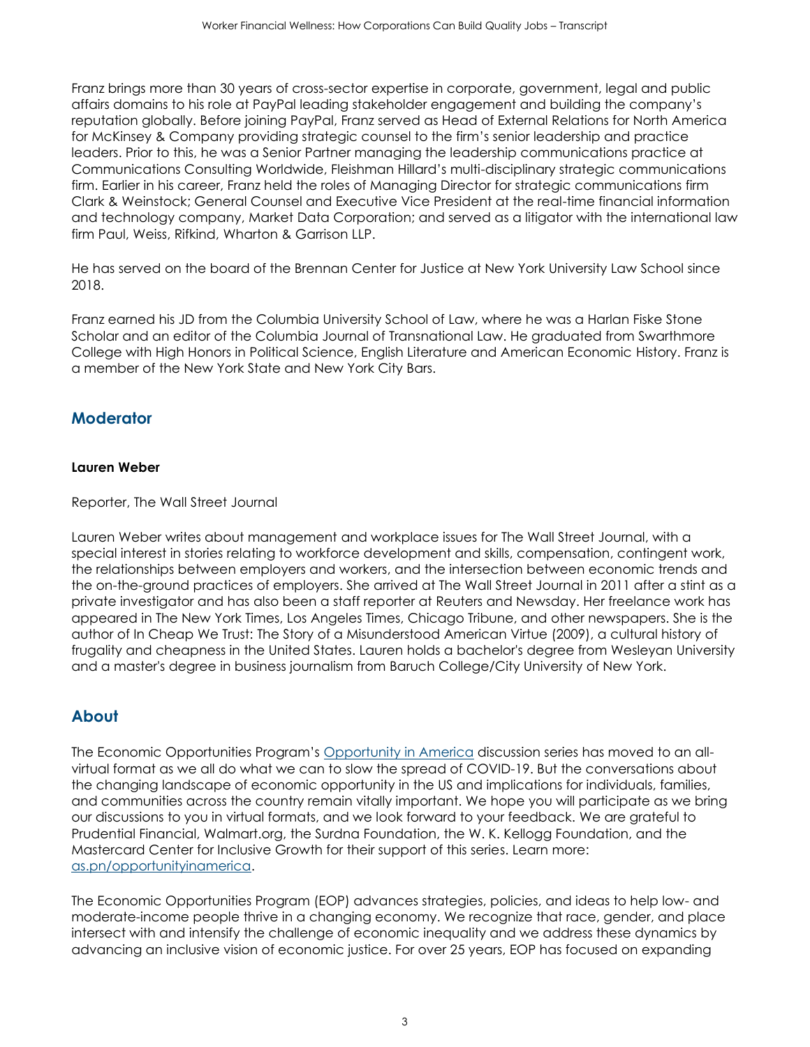Franz brings more than 30 years of cross-sector expertise in corporate, government, legal and public affairs domains to his role at PayPal leading stakeholder engagement and building the company's reputation globally. Before joining PayPal, Franz served as Head of External Relations for North America for McKinsey & Company providing strategic counsel to the firm's senior leadership and practice leaders. Prior to this, he was a Senior Partner managing the leadership communications practice at Communications Consulting Worldwide, Fleishman Hillard's multi-disciplinary strategic communications firm. Earlier in his career, Franz held the roles of Managing Director for strategic communications firm Clark & Weinstock; General Counsel and Executive Vice President at the real-time financial information and technology company, Market Data Corporation; and served as a litigator with the international law firm Paul, Weiss, Rifkind, Wharton & Garrison LLP.

He has served on the board of the Brennan Center for Justice at New York University Law School since 2018.

Franz earned his JD from the Columbia University School of Law, where he was a Harlan Fiske Stone Scholar and an editor of the Columbia Journal of Transnational Law. He graduated from Swarthmore College with High Honors in Political Science, English Literature and American Economic History. Franz is a member of the New York State and New York City Bars.

## Moderator

**Lauren Weber**

Reporter, The Wall Street Journal

Lauren Weber writes about management and workplace issues for The Wall Street Journal, with a special interest in stories relating to workforce development and skills, compensation, contingent work, the relationships between employers and workers, and the intersection between economic trends and the on-the-ground practices of employers. She arrived at The Wall Street Journal in 2011 after a stint as a private investigator and has also been a staff reporter at Reuters and Newsday. Her freelance work has appeared in The New York Times, Los Angeles Times, Chicago Tribune, and other newspapers. She is the author of In Cheap We Trust: The Story of a Misunderstood American Virtue (2009), a cultural history of frugality and cheapness in the United States. Lauren holds a bachelor's degree from Wesleyan University and a master's degree in business journalism from Baruch College/City University of New York.

## About

The Economic Opportunities Program's [Opportunity in America](as.pn/opportunityinamerica) discussion series has moved to an all-virtual format as we all do what we can to slow the spread of COVID-19. But the conversations about the changing landscape of economic opportunity in the US and implications for individuals, families, and communities across the country remain vitally important. We hope you will participate as we bring our discussions to you in virtual formats, and we look forward to your feedback. We are grateful to Prudential Financial, Walmart.org, the Surdna Foundation, the W. K. Kellogg Foundation, and the Mastercard Center for Inclusive Growth for their support of this series. Learn more: [as.pn/opportunityinamerica](as.pn/opportunityinamerica).

The Economic Opportunities Program (EOP) advances strategies, policies, and ideas to help low- and moderate-income people thrive in a changing economy. We recognize that race, gender, and place intersect with and intensify the challenge of economic inequality and we address these dynamics by advancing an inclusive vision of economic justice. For over 25 years, EOP has focused on expanding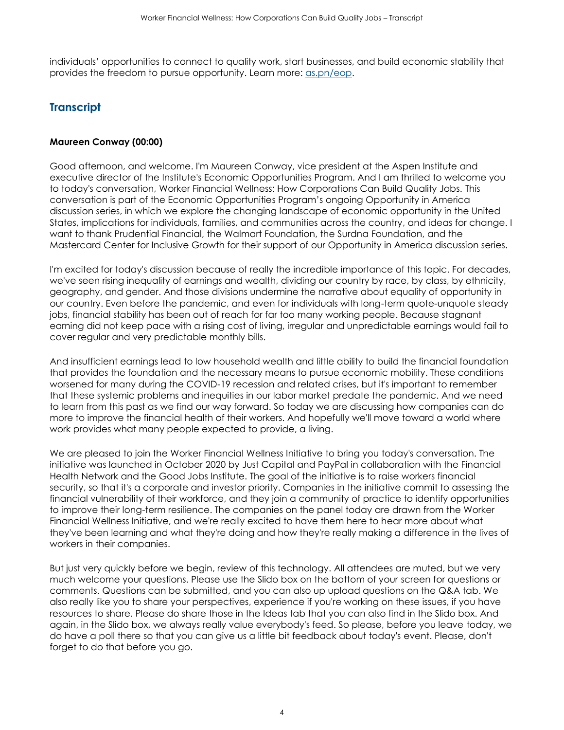individuals' opportunities to connect to quality work, start businesses, and build economic stability that provides the freedom to pursue opportunity. Learn more: [as.pn/eop](as.pn/eop).

## Transcript

**Maureen Conway (00:00)**

Good afternoon, and welcome. I'm Maureen Conway, vice president at the Aspen Institute and executive director of the Institute's Economic Opportunities Program. And I am thrilled to welcome you to today's conversation, Worker Financial Wellness: How Corporations Can Build Quality Jobs. This conversation is part of the Economic Opportunities Program's ongoing Opportunity in America discussion series, in which we explore the changing landscape of economic opportunity in the United States, implications for individuals, families, and communities across the country, and ideas for change. I want to thank Prudential Financial, the Walmart Foundation, the Surdna Foundation, and the Mastercard Center for Inclusive Growth for their support of our Opportunity in America discussion series.

I'm excited for today's discussion because of really the incredible importance of this topic. For decades, we've seen rising inequality of earnings and wealth, dividing our country by race, by class, by ethnicity, geography, and gender. And those divisions undermine the narrative about equality of opportunity in our country. Even before the pandemic, and even for individuals with long-term quote-unquote steady jobs, financial stability has been out of reach for far too many working people. Because stagnant earning did not keep pace with a rising cost of living, irregular and unpredictable earnings would fail to cover regular and very predictable monthly bills.

And insufficient earnings lead to low household wealth and little ability to build the financial foundation that provides the foundation and the necessary means to pursue economic mobility. These conditions worsened for many during the COVID-19 recession and related crises, but it's important to remember that these systemic problems and inequities in our labor market predate the pandemic. And we need to learn from this past as we find our way forward. So today we are discussing how companies can do more to improve the financial health of their workers. And hopefully we'll move toward a world where work provides what many people expected to provide, a living.

We are pleased to join the Worker Financial Wellness Initiative to bring you today's conversation. The initiative was launched in October 2020 by Just Capital and PayPal in collaboration with the Financial Health Network and the Good Jobs Institute. The goal of the initiative is to raise workers financial security, so that it's a corporate and investor priority. Companies in the initiative commit to assessing the financial vulnerability of their workforce, and they join a community of practice to identify opportunities to improve their long-term resilience. The companies on the panel today are drawn from the Worker Financial Wellness Initiative, and we're really excited to have them here to hear more about what they've been learning and what they're doing and how they're really making a difference in the lives of workers in their companies.

But just very quickly before we begin, review of this technology. All attendees are muted, but we very much welcome your questions. Please use the Slido box on the bottom of your screen for questions or comments. Questions can be submitted, and you can also up upload questions on the Q&A tab. We also really like you to share your perspectives, experience if you're working on these issues, if you have resources to share. Please do share those in the Ideas tab that you can also find in the Slido box. And again, in the Slido box, we always really value everybody's feed. So please, before you leave today, we do have a poll there so that you can give us a little bit feedback about today's event. Please, don't forget to do that before you go.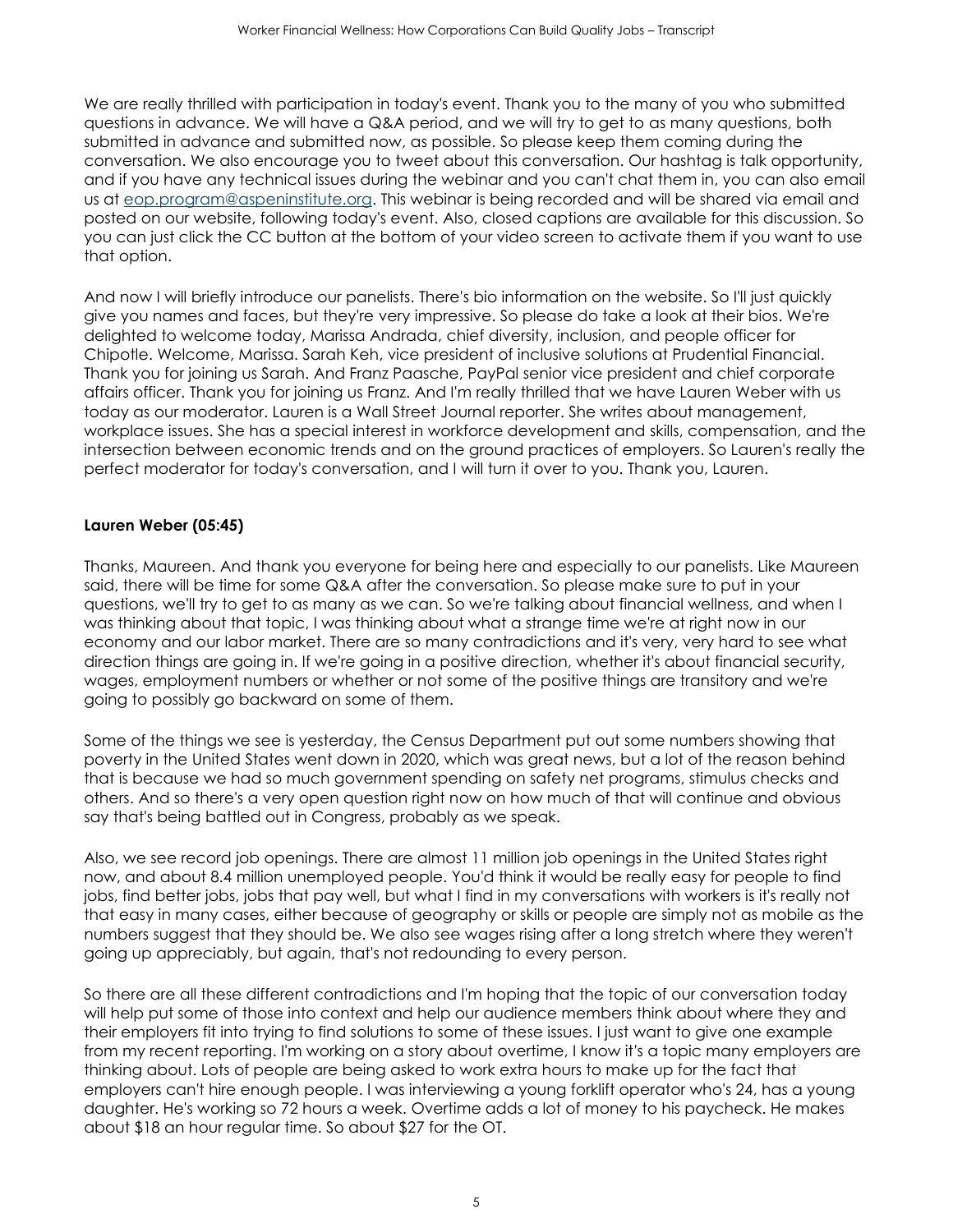We are really thrilled with participation in today's event. Thank you to the many of you who submitted questions in advance. We will have a Q&A period, and we will try to get to as many questions, both submitted in advance and submitted now, as possible. So please keep them coming during the conversation. We also encourage you to tweet about this conversation. Our hashtag is talk opportunity, and if you have any technical issues during the webinar and you can't chat them in, you can also email us at eop.program@aspeninstitute.org. This webinar is being recorded and will be shared via email and posted on our website, following today's event. Also, closed captions are available for this discussion. So you can just click the CC button at the bottom of your video screen to activate them if you want to use that option.

And now I will briefly introduce our panelists. There's bio information on the website. So I'll just quickly give you names and faces, but they're very impressive. So please do take a look at their bios. We're delighted to welcome today, Marissa Andrada, chief diversity, inclusion, and people officer for Chipotle. Welcome, Marissa. Sarah Keh, vice president of inclusive solutions at Prudential Financial. Thank you for joining us Sarah. And Franz Paasche, PayPal senior vice president and chief corporate affairs officer. Thank you for joining us Franz. And I'm really thrilled that we have Lauren Weber with us today as our moderator. Lauren is a Wall Street Journal reporter. She writes about management, workplace issues. She has a special interest in workforce development and skills, compensation, and the intersection between economic trends and on the ground practices of employers. So Lauren's really the perfect moderator for today's conversation, and I will turn it over to you. Thank you, Lauren.

**Lauren Weber (05:45)**

Thanks, Maureen. And thank you everyone for being here and especially to our panelists. Like Maureen said, there will be time for some Q&A after the conversation. So please make sure to put in your questions, we'll try to get to as many as we can. So we're talking about financial wellness, and when I was thinking about that topic, I was thinking about what a strange time we're at right now in our economy and our labor market. There are so many contradictions and it's very, very hard to see what direction things are going in. If we're going in a positive direction, whether it's about financial security, wages, employment numbers or whether or not some of the positive things are transitory and we're going to possibly go backward on some of them.

Some of the things we see is yesterday, the Census Department put out some numbers showing that poverty in the United States went down in 2020, which was great news, but a lot of the reason behind that is because we had so much government spending on safety net programs, stimulus checks and others. And so there's a very open question right now on how much of that will continue and obvious say that's being battled out in Congress, probably as we speak.

Also, we see record job openings. There are almost 11 million job openings in the United States right now, and about 8.4 million unemployed people. You'd think it would be really easy for people to find jobs, find better jobs, jobs that pay well, but what I find in my conversations with workers is it's really not that easy in many cases, either because of geography or skills or people are simply not as mobile as the numbers suggest that they should be. We also see wages rising after a long stretch where they weren't going up appreciably, but again, that's not redounding to every person.

So there are all these different contradictions and I'm hoping that the topic of our conversation today will help put some of those into context and help our audience members think about where they and their employers fit into trying to find solutions to some of these issues. I just want to give one example from my recent reporting. I'm working on a story about overtime, I know it's a topic many employers are thinking about. Lots of people are being asked to work extra hours to make up for the fact that employers can't hire enough people. I was interviewing a young forklift operator who's 24, has a young daughter. He's working so 72 hours a week. Overtime adds a lot of money to his paycheck. He makes about $18 an hour regular time. So about $27 for the OT.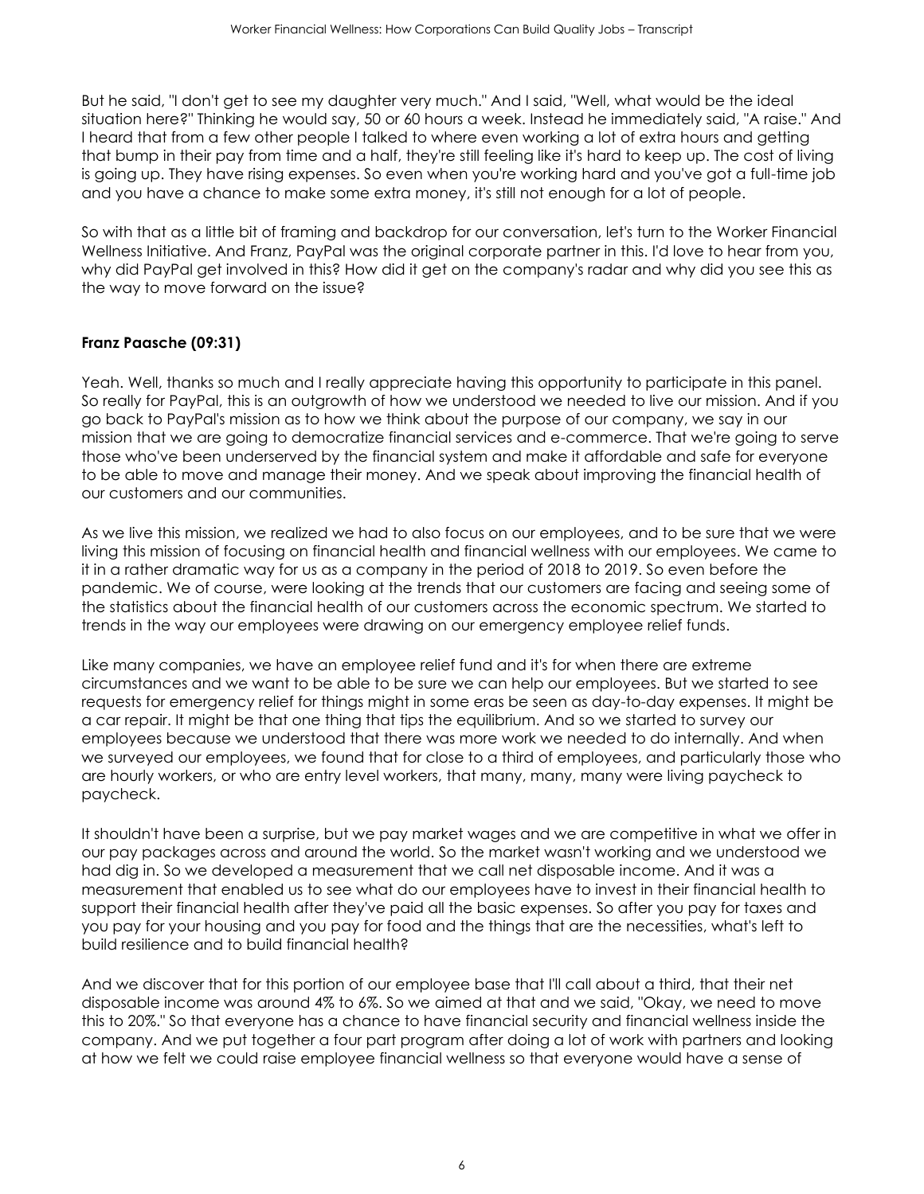But he said, "I don't get to see my daughter very much." And I said, "Well, what would be the ideal situation here?" Thinking he would say, 50 or 60 hours a week. Instead he immediately said, "A raise." And I heard that from a few other people I talked to where even working a lot of extra hours and getting that bump in their pay from time and a half, they're still feeling like it's hard to keep up. The cost of living is going up. They have rising expenses. So even when you're working hard and you've got a full-time job and you have a chance to make some extra money, it's still not enough for a lot of people.

So with that as a little bit of framing and backdrop for our conversation, let's turn to the Worker Financial Wellness Initiative. And Franz, PayPal was the original corporate partner in this. I'd love to hear from you, why did PayPal get involved in this? How did it get on the company's radar and why did you see this as the way to move forward on the issue?

**Franz Paasche (09:31)**

Yeah. Well, thanks so much and I really appreciate having this opportunity to participate in this panel. So really for PayPal, this is an outgrowth of how we understood we needed to live our mission. And if you go back to PayPal's mission as to how we think about the purpose of our company, we say in our mission that we are going to democratize financial services and e-commerce. That we're going to serve those who've been underserved by the financial system and make it affordable and safe for everyone to be able to move and manage their money. And we speak about improving the financial health of our customers and our communities.

As we live this mission, we realized we had to also focus on our employees, and to be sure that we were living this mission of focusing on financial health and financial wellness with our employees. We came to it in a rather dramatic way for us as a company in the period of 2018 to 2019. So even before the pandemic. We of course, were looking at the trends that our customers are facing and seeing some of the statistics about the financial health of our customers across the economic spectrum. We started to trends in the way our employees were drawing on our emergency employee relief funds.

Like many companies, we have an employee relief fund and it's for when there are extreme circumstances and we want to be able to be sure we can help our employees. But we started to see requests for emergency relief for things might in some eras be seen as day-to-day expenses. It might be a car repair. It might be that one thing that tips the equilibrium. And so we started to survey our employees because we understood that there was more work we needed to do internally. And when we surveyed our employees, we found that for close to a third of employees, and particularly those who are hourly workers, or who are entry level workers, that many, many, many were living paycheck to paycheck.

It shouldn't have been a surprise, but we pay market wages and we are competitive in what we offer in our pay packages across and around the world. So the market wasn't working and we understood we had dig in. So we developed a measurement that we call net disposable income. And it was a measurement that enabled us to see what do our employees have to invest in their financial health to support their financial health after they've paid all the basic expenses. So after you pay for taxes and you pay for your housing and you pay for food and the things that are the necessities, what's left to build resilience and to build financial health?

And we discover that for this portion of our employee base that I'll call about a third, that their net disposable income was around 4% to 6%. So we aimed at that and we said, "Okay, we need to move this to 20%." So that everyone has a chance to have financial security and financial wellness inside the company. And we put together a four part program after doing a lot of work with partners and looking at how we felt we could raise employee financial wellness so that everyone would have a sense of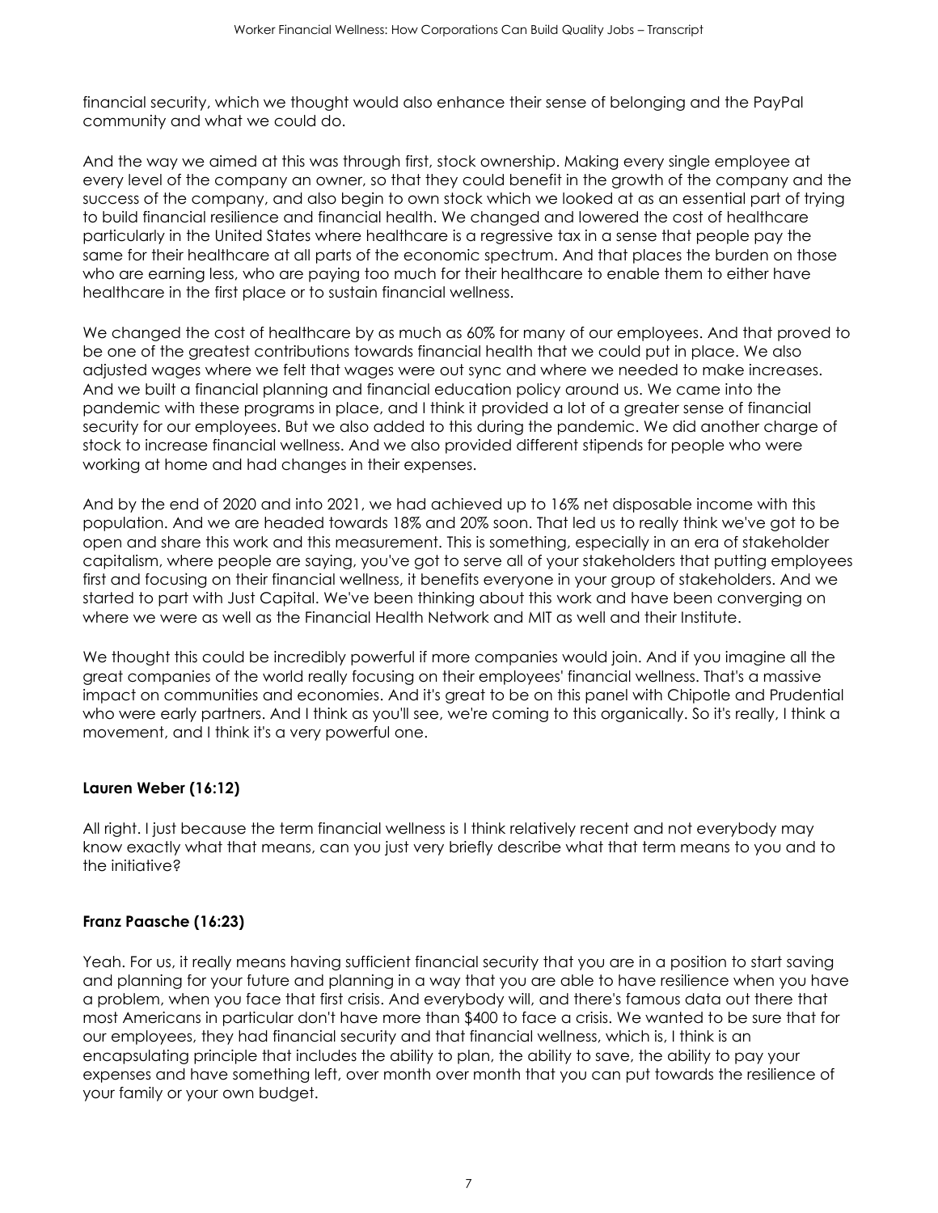financial security, which we thought would also enhance their sense of belonging and the PayPal community and what we could do.

And the way we aimed at this was through first, stock ownership. Making every single employee at every level of the company an owner, so that they could benefit in the growth of the company and the success of the company, and also begin to own stock which we looked at as an essential part of trying to build financial resilience and financial health. We changed and lowered the cost of healthcare particularly in the United States where healthcare is a regressive tax in a sense that people pay the same for their healthcare at all parts of the economic spectrum. And that places the burden on those who are earning less, who are paying too much for their healthcare to enable them to either have healthcare in the first place or to sustain financial wellness.

We changed the cost of healthcare by as much as 60% for many of our employees. And that proved to be one of the greatest contributions towards financial health that we could put in place. We also adjusted wages where we felt that wages were out sync and where we needed to make increases. And we built a financial planning and financial education policy around us. We came into the pandemic with these programs in place, and I think it provided a lot of a greater sense of financial security for our employees. But we also added to this during the pandemic. We did another charge of stock to increase financial wellness. And we also provided different stipends for people who were working at home and had changes in their expenses.

And by the end of 2020 and into 2021, we had achieved up to 16% net disposable income with this population. And we are headed towards 18% and 20% soon. That led us to really think we've got to be open and share this work and this measurement. This is something, especially in an era of stakeholder capitalism, where people are saying, you've got to serve all of your stakeholders that putting employees first and focusing on their financial wellness, it benefits everyone in your group of stakeholders. And we started to part with Just Capital. We've been thinking about this work and have been converging on where we were as well as the Financial Health Network and MIT as well and their Institute.

We thought this could be incredibly powerful if more companies would join. And if you imagine all the great companies of the world really focusing on their employees' financial wellness. That's a massive impact on communities and economies. And it's great to be on this panel with Chipotle and Prudential who were early partners. And I think as you'll see, we're coming to this organically. So it's really, I think a movement, and I think it's a very powerful one.

**Lauren Weber (16:12)**

All right. I just because the term financial wellness is I think relatively recent and not everybody may know exactly what that means, can you just very briefly describe what that term means to you and to the initiative?

**Franz Paasche (16:23)**

Yeah. For us, it really means having sufficient financial security that you are in a position to start saving and planning for your future and planning in a way that you are able to have resilience when you have a problem, when you face that first crisis. And everybody will, and there's famous data out there that most Americans in particular don't have more than $400 to face a crisis. We wanted to be sure that for our employees, they had financial security and that financial wellness, which is, I think is an encapsulating principle that includes the ability to plan, the ability to save, the ability to pay your expenses and have something left, over month over month that you can put towards the resilience of your family or your own budget.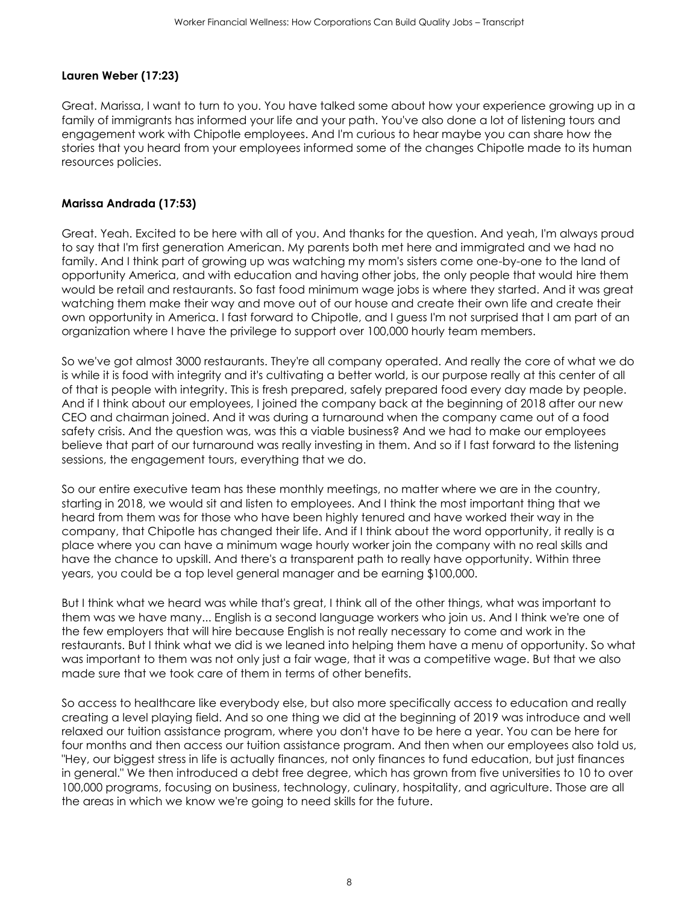**Lauren Weber (17:23)**

Great. Marissa, I want to turn to you. You have talked some about how your experience growing up in a family of immigrants has informed your life and your path. You've also done a lot of listening tours and engagement work with Chipotle employees. And I'm curious to hear maybe you can share how the stories that you heard from your employees informed some of the changes Chipotle made to its human resources policies.

**Marissa Andrada (17:53)**

Great. Yeah. Excited to be here with all of you. And thanks for the question. And yeah, I'm always proud to say that I'm first generation American. My parents both met here and immigrated and we had no family. And I think part of growing up was watching my mom's sisters come one-by-one to the land of opportunity America, and with education and having other jobs, the only people that would hire them would be retail and restaurants. So fast food minimum wage jobs is where they started. And it was great watching them make their way and move out of our house and create their own life and create their own opportunity in America. I fast forward to Chipotle, and I guess I'm not surprised that I am part of an organization where I have the privilege to support over 100,000 hourly team members.

So we've got almost 3000 restaurants. They're all company operated. And really the core of what we do is while it is food with integrity and it's cultivating a better world, is our purpose really at this center of all of that is people with integrity. This is fresh prepared, safely prepared food every day made by people. And if I think about our employees, I joined the company back at the beginning of 2018 after our new CEO and chairman joined. And it was during a turnaround when the company came out of a food safety crisis. And the question was, was this a viable business? And we had to make our employees believe that part of our turnaround was really investing in them. And so if I fast forward to the listening sessions, the engagement tours, everything that we do.

So our entire executive team has these monthly meetings, no matter where we are in the country, starting in 2018, we would sit and listen to employees. And I think the most important thing that we heard from them was for those who have been highly tenured and have worked their way in the company, that Chipotle has changed their life. And if I think about the word opportunity, it really is a place where you can have a minimum wage hourly worker join the company with no real skills and have the chance to upskill. And there's a transparent path to really have opportunity. Within three years, you could be a top level general manager and be earning $100,000.

But I think what we heard was while that's great, I think all of the other things, what was important to them was we have many... English is a second language workers who join us. And I think we're one of the few employers that will hire because English is not really necessary to come and work in the restaurants. But I think what we did is we leaned into helping them have a menu of opportunity. So what was important to them was not only just a fair wage, that it was a competitive wage. But that we also made sure that we took care of them in terms of other benefits.

So access to healthcare like everybody else, but also more specifically access to education and really creating a level playing field. And so one thing we did at the beginning of 2019 was introduce and well relaxed our tuition assistance program, where you don't have to be here a year. You can be here for four months and then access our tuition assistance program. And then when our employees also told us, "Hey, our biggest stress in life is actually finances, not only finances to fund education, but just finances in general." We then introduced a debt free degree, which has grown from five universities to 10 to over 100,000 programs, focusing on business, technology, culinary, hospitality, and agriculture. Those are all the areas in which we know we're going to need skills for the future.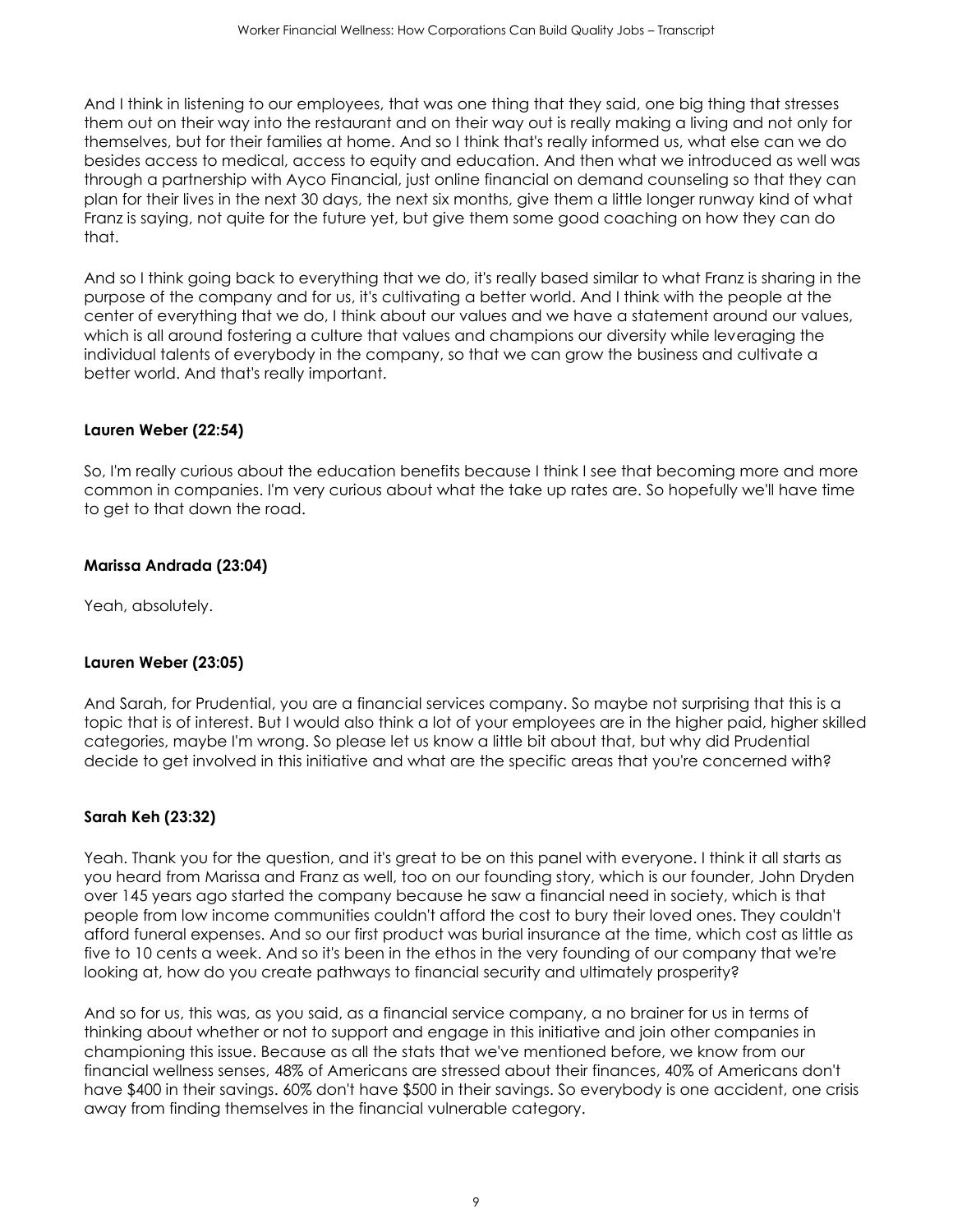And I think in listening to our employees, that was one thing that they said, one big thing that stresses them out on their way into the restaurant and on their way out is really making a living and not only for themselves, but for their families at home. And so I think that's really informed us, what else can we do besides access to medical, access to equity and education. And then what we introduced as well was through a partnership with Ayco Financial, just online financial on demand counseling so that they can plan for their lives in the next 30 days, the next six months, give them a little longer runway kind of what Franz is saying, not quite for the future yet, but give them some good coaching on how they can do that.

And so I think going back to everything that we do, it's really based similar to what Franz is sharing in the purpose of the company and for us, it's cultivating a better world. And I think with the people at the center of everything that we do, I think about our values and we have a statement around our values, which is all around fostering a culture that values and champions our diversity while leveraging the individual talents of everybody in the company, so that we can grow the business and cultivate a better world. And that's really important.

**Lauren Weber (22:54)**

So, I'm really curious about the education benefits because I think I see that becoming more and more common in companies. I'm very curious about what the take up rates are. So hopefully we'll have time to get to that down the road.

**Marissa Andrada (23:04)**

Yeah, absolutely.

**Lauren Weber (23:05)**

And Sarah, for Prudential, you are a financial services company. So maybe not surprising that this is a topic that is of interest. But I would also think a lot of your employees are in the higher paid, higher skilled categories, maybe I'm wrong. So please let us know a little bit about that, but why did Prudential decide to get involved in this initiative and what are the specific areas that you're concerned with?

**Sarah Keh (23:32)**

Yeah. Thank you for the question, and it's great to be on this panel with everyone. I think it all starts as you heard from Marissa and Franz as well, too on our founding story, which is our founder, John Dryden over 145 years ago started the company because he saw a financial need in society, which is that people from low income communities couldn't afford the cost to bury their loved ones. They couldn't afford funeral expenses. And so our first product was burial insurance at the time, which cost as little as five to 10 cents a week. And so it's been in the ethos in the very founding of our company that we're looking at, how do you create pathways to financial security and ultimately prosperity?

And so for us, this was, as you said, as a financial service company, a no brainer for us in terms of thinking about whether or not to support and engage in this initiative and join other companies in championing this issue. Because as all the stats that we've mentioned before, we know from our financial wellness senses, 48% of Americans are stressed about their finances, 40% of Americans don't have $400 in their savings. 60% don't have $500 in their savings. So everybody is one accident, one crisis away from finding themselves in the financial vulnerable category.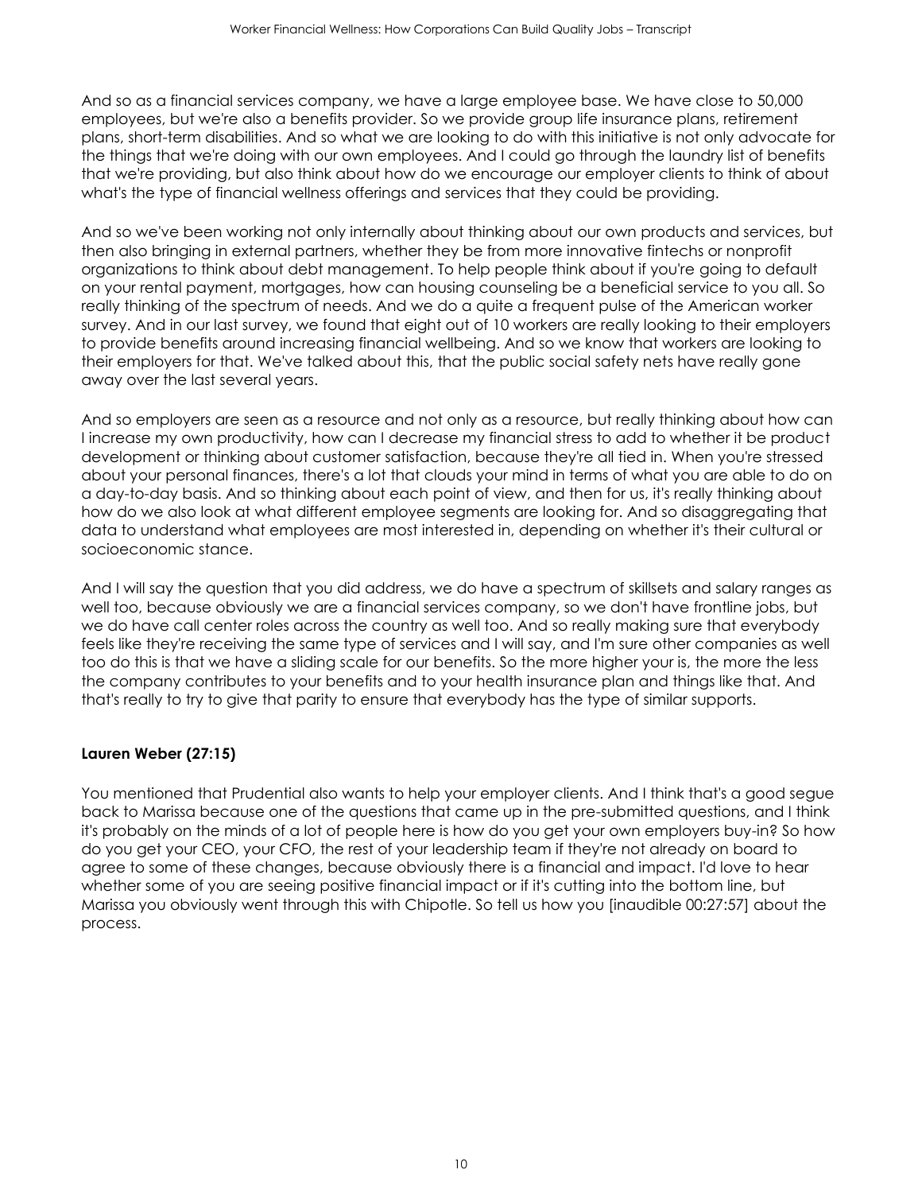And so as a financial services company, we have a large employee base. We have close to 50,000 employees, but we're also a benefits provider. So we provide group life insurance plans, retirement plans, short-term disabilities. And so what we are looking to do with this initiative is not only advocate for the things that we're doing with our own employees. And I could go through the laundry list of benefits that we're providing, but also think about how do we encourage our employer clients to think of about what's the type of financial wellness offerings and services that they could be providing.

And so we've been working not only internally about thinking about our own products and services, but then also bringing in external partners, whether they be from more innovative fintechs or nonprofit organizations to think about debt management. To help people think about if you're going to default on your rental payment, mortgages, how can housing counseling be a beneficial service to you all. So really thinking of the spectrum of needs. And we do a quite a frequent pulse of the American worker survey. And in our last survey, we found that eight out of 10 workers are really looking to their employers to provide benefits around increasing financial wellbeing. And so we know that workers are looking to their employers for that. We've talked about this, that the public social safety nets have really gone away over the last several years.

And so employers are seen as a resource and not only as a resource, but really thinking about how can I increase my own productivity, how can I decrease my financial stress to add to whether it be product development or thinking about customer satisfaction, because they're all tied in. When you're stressed about your personal finances, there's a lot that clouds your mind in terms of what you are able to do on a day-to-day basis. And so thinking about each point of view, and then for us, it's really thinking about how do we also look at what different employee segments are looking for. And so disaggregating that data to understand what employees are most interested in, depending on whether it's their cultural or socioeconomic stance.

And I will say the question that you did address, we do have a spectrum of skillsets and salary ranges as well too, because obviously we are a financial services company, so we don't have frontline jobs, but we do have call center roles across the country as well too. And so really making sure that everybody feels like they're receiving the same type of services and I will say, and I'm sure other companies as well too do this is that we have a sliding scale for our benefits. So the more higher your is, the more the less the company contributes to your benefits and to your health insurance plan and things like that. And that's really to try to give that parity to ensure that everybody has the type of similar supports.

**Lauren Weber (27:15)**

You mentioned that Prudential also wants to help your employer clients. And I think that's a good segue back to Marissa because one of the questions that came up in the pre-submitted questions, and I think it's probably on the minds of a lot of people here is how do you get your own employers buy-in? So how do you get your CEO, your CFO, the rest of your leadership team if they're not already on board to agree to some of these changes, because obviously there is a financial and impact. I'd love to hear whether some of you are seeing positive financial impact or if it's cutting into the bottom line, but Marissa you obviously went through this with Chipotle. So tell us how you [inaudible 00:27:57] about the process.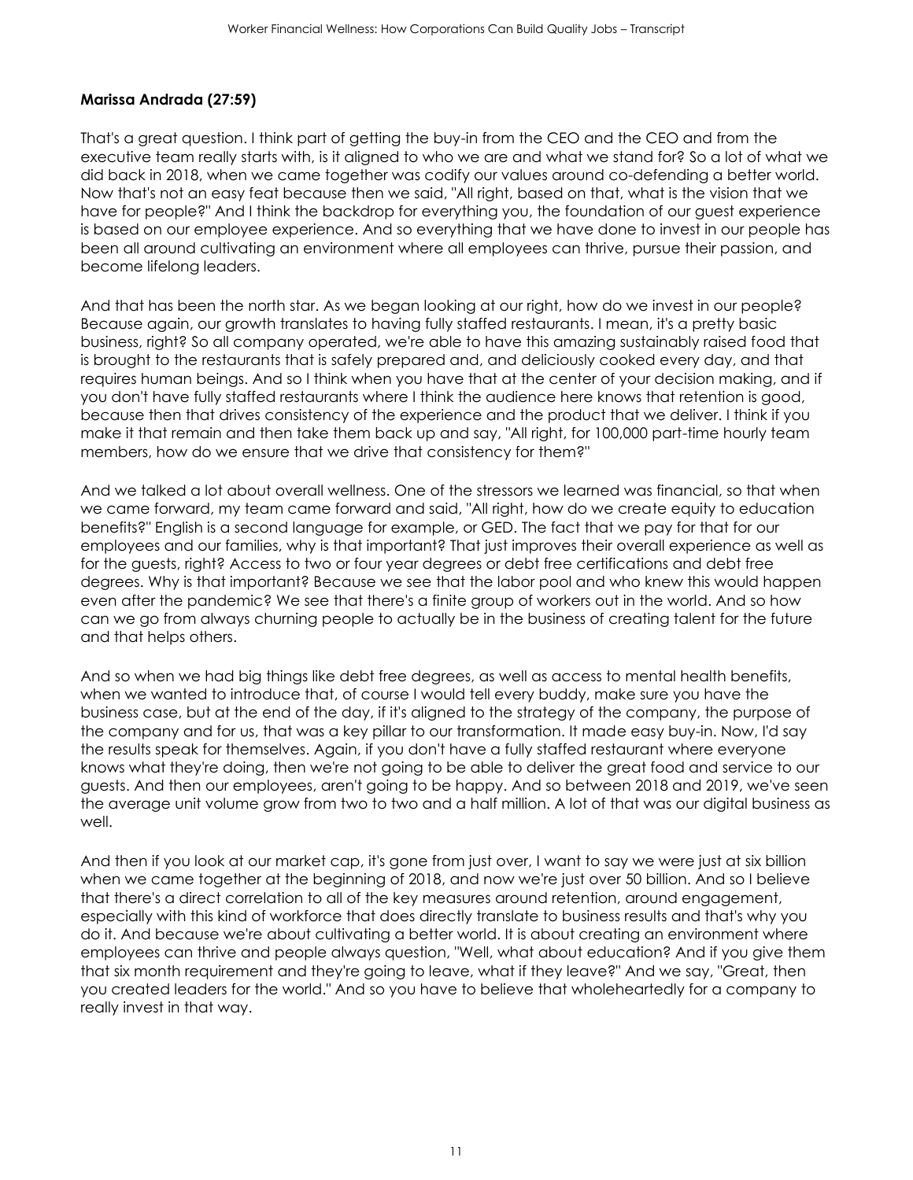**Marissa Andrada (27:59)**

That's a great question. I think part of getting the buy-in from the CEO and the CEO and from the executive team really starts with, is it aligned to who we are and what we stand for? So a lot of what we did back in 2018, when we came together was codify our values around co-defending a better world. Now that's not an easy feat because then we said, "All right, based on that, what is the vision that we have for people?" And I think the backdrop for everything you, the foundation of our guest experience is based on our employee experience. And so everything that we have done to invest in our people has been all around cultivating an environment where all employees can thrive, pursue their passion, and become lifelong leaders.

And that has been the north star. As we began looking at our right, how do we invest in our people? Because again, our growth translates to having fully staffed restaurants. I mean, it's a pretty basic business, right? So all company operated, we're able to have this amazing sustainably raised food that is brought to the restaurants that is safely prepared and, and deliciously cooked every day, and that requires human beings. And so I think when you have that at the center of your decision making, and if you don't have fully staffed restaurants where I think the audience here knows that retention is good, because then that drives consistency of the experience and the product that we deliver. I think if you make it that remain and then take them back up and say, "All right, for 100,000 part-time hourly team members, how do we ensure that we drive that consistency for them?"

And we talked a lot about overall wellness. One of the stressors we learned was financial, so that when we came forward, my team came forward and said, "All right, how do we create equity to education benefits?" English is a second language for example, or GED. The fact that we pay for that for our employees and our families, why is that important? That just improves their overall experience as well as for the guests, right? Access to two or four year degrees or debt free certifications and debt free degrees. Why is that important? Because we see that the labor pool and who knew this would happen even after the pandemic? We see that there's a finite group of workers out in the world. And so how can we go from always churning people to actually be in the business of creating talent for the future and that helps others.

And so when we had big things like debt free degrees, as well as access to mental health benefits, when we wanted to introduce that, of course I would tell every buddy, make sure you have the business case, but at the end of the day, if it's aligned to the strategy of the company, the purpose of the company and for us, that was a key pillar to our transformation. It made easy buy-in. Now, I'd say the results speak for themselves. Again, if you don't have a fully staffed restaurant where everyone knows what they're doing, then we're not going to be able to deliver the great food and service to our guests. And then our employees, aren't going to be happy. And so between 2018 and 2019, we've seen the average unit volume grow from two to two and a half million. A lot of that was our digital business as well.

And then if you look at our market cap, it's gone from just over, I want to say we were just at six billion when we came together at the beginning of 2018, and now we're just over 50 billion. And so I believe that there's a direct correlation to all of the key measures around retention, around engagement, especially with this kind of workforce that does directly translate to business results and that's why you do it. And because we're about cultivating a better world. It is about creating an environment where employees can thrive and people always question, "Well, what about education? And if you give them that six month requirement and they're going to leave, what if they leave?" And we say, "Great, then you created leaders for the world." And so you have to believe that wholeheartedly for a company to really invest in that way.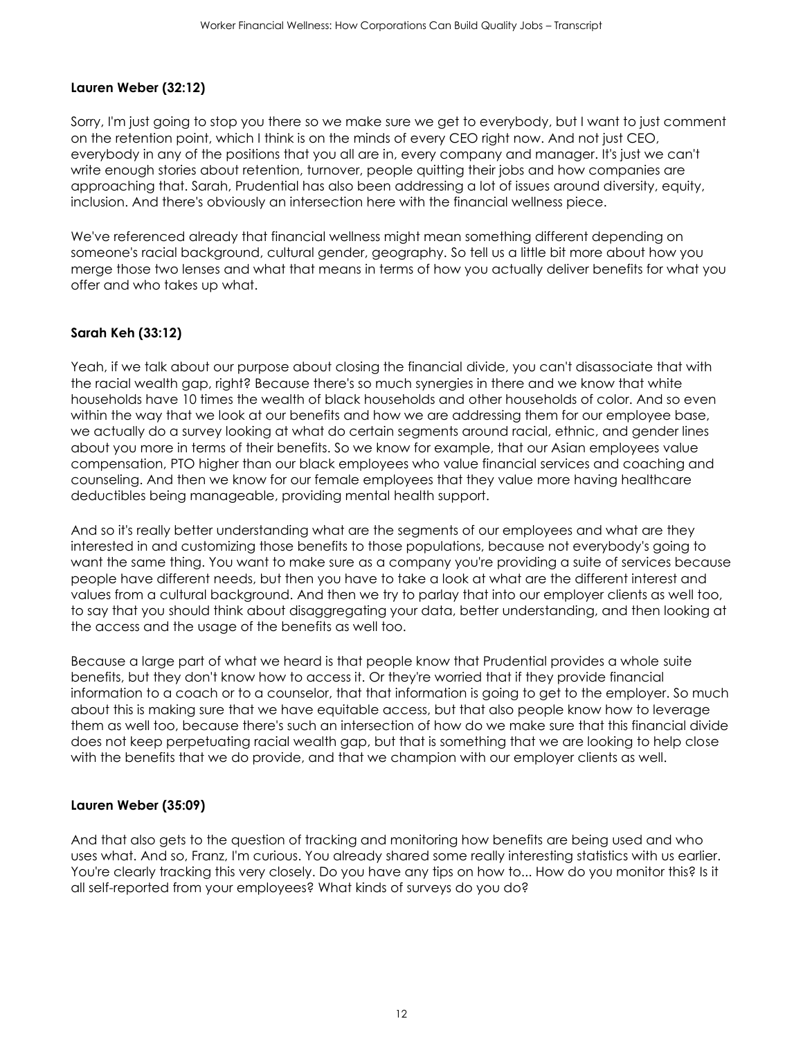**Lauren Weber (32:12)**

Sorry, I'm just going to stop you there so we make sure we get to everybody, but I want to just comment on the retention point, which I think is on the minds of every CEO right now. And not just CEO, everybody in any of the positions that you all are in, every company and manager. It's just we can't write enough stories about retention, turnover, people quitting their jobs and how companies are approaching that. Sarah, Prudential has also been addressing a lot of issues around diversity, equity, inclusion. And there's obviously an intersection here with the financial wellness piece.

We've referenced already that financial wellness might mean something different depending on someone's racial background, cultural gender, geography. So tell us a little bit more about how you merge those two lenses and what that means in terms of how you actually deliver benefits for what you offer and who takes up what.

**Sarah Keh (33:12)**

Yeah, if we talk about our purpose about closing the financial divide, you can't disassociate that with the racial wealth gap, right? Because there's so much synergies in there and we know that white households have 10 times the wealth of black households and other households of color. And so even within the way that we look at our benefits and how we are addressing them for our employee base, we actually do a survey looking at what do certain segments around racial, ethnic, and gender lines about you more in terms of their benefits. So we know for example, that our Asian employees value compensation, PTO higher than our black employees who value financial services and coaching and counseling. And then we know for our female employees that they value more having healthcare deductibles being manageable, providing mental health support.

And so it's really better understanding what are the segments of our employees and what are they interested in and customizing those benefits to those populations, because not everybody's going to want the same thing. You want to make sure as a company you're providing a suite of services because people have different needs, but then you have to take a look at what are the different interest and values from a cultural background. And then we try to parlay that into our employer clients as well too, to say that you should think about disaggregating your data, better understanding, and then looking at the access and the usage of the benefits as well too.

Because a large part of what we heard is that people know that Prudential provides a whole suite benefits, but they don't know how to access it. Or they're worried that if they provide financial information to a coach or to a counselor, that that information is going to get to the employer. So much about this is making sure that we have equitable access, but that also people know how to leverage them as well too, because there's such an intersection of how do we make sure that this financial divide does not keep perpetuating racial wealth gap, but that is something that we are looking to help close with the benefits that we do provide, and that we champion with our employer clients as well.

**Lauren Weber (35:09)**

And that also gets to the question of tracking and monitoring how benefits are being used and who uses what. And so, Franz, I'm curious. You already shared some really interesting statistics with us earlier. You're clearly tracking this very closely. Do you have any tips on how to... How do you monitor this? Is it all self-reported from your employees? What kinds of surveys do you do?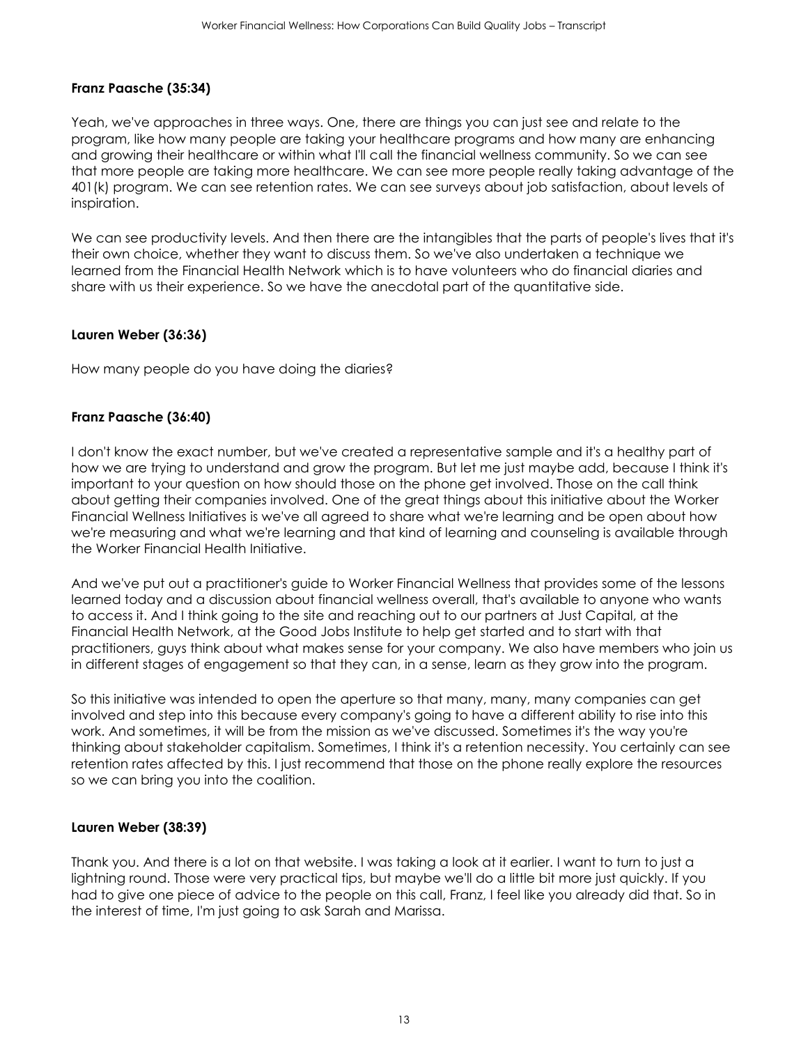**Franz Paasche (35:34)**

Yeah, we've approaches in three ways. One, there are things you can just see and relate to the program, like how many people are taking your healthcare programs and how many are enhancing and growing their healthcare or within what I'll call the financial wellness community. So we can see that more people are taking more healthcare. We can see more people really taking advantage of the 401(k) program. We can see retention rates. We can see surveys about job satisfaction, about levels of inspiration.

We can see productivity levels. And then there are the intangibles that the parts of people's lives that it's their own choice, whether they want to discuss them. So we've also undertaken a technique we learned from the Financial Health Network which is to have volunteers who do financial diaries and share with us their experience. So we have the anecdotal part of the quantitative side.

**Lauren Weber (36:36)**

How many people do you have doing the diaries?

**Franz Paasche (36:40)**

I don't know the exact number, but we've created a representative sample and it's a healthy part of how we are trying to understand and grow the program. But let me just maybe add, because I think it's important to your question on how should those on the phone get involved. Those on the call think about getting their companies involved. One of the great things about this initiative about the Worker Financial Wellness Initiatives is we've all agreed to share what we're learning and be open about how we're measuring and what we're learning and that kind of learning and counseling is available through the Worker Financial Health Initiative.

And we've put out a practitioner's guide to Worker Financial Wellness that provides some of the lessons learned today and a discussion about financial wellness overall, that's available to anyone who wants to access it. And I think going to the site and reaching out to our partners at Just Capital, at the Financial Health Network, at the Good Jobs Institute to help get started and to start with that practitioners, guys think about what makes sense for your company. We also have members who join us in different stages of engagement so that they can, in a sense, learn as they grow into the program.

So this initiative was intended to open the aperture so that many, many, many companies can get involved and step into this because every company's going to have a different ability to rise into this work. And sometimes, it will be from the mission as we've discussed. Sometimes it's the way you're thinking about stakeholder capitalism. Sometimes, I think it's a retention necessity. You certainly can see retention rates affected by this. I just recommend that those on the phone really explore the resources so we can bring you into the coalition.

**Lauren Weber (38:39)**

Thank you. And there is a lot on that website. I was taking a look at it earlier. I want to turn to just a lightning round. Those were very practical tips, but maybe we'll do a little bit more just quickly. If you had to give one piece of advice to the people on this call, Franz, I feel like you already did that. So in the interest of time, I'm just going to ask Sarah and Marissa.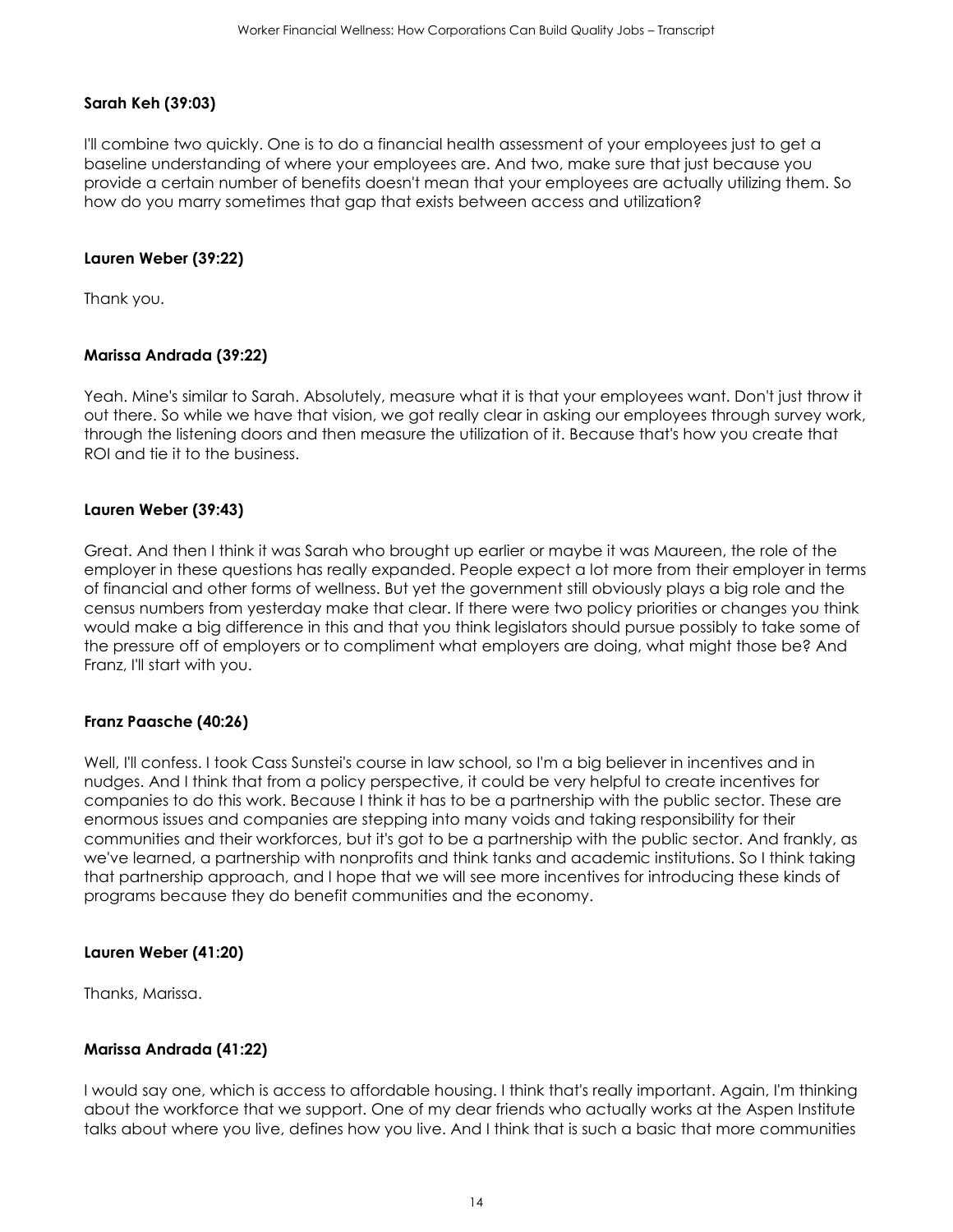**Sarah Keh (39:03)**

I'll combine two quickly. One is to do a financial health assessment of your employees just to get a baseline understanding of where your employees are. And two, make sure that just because you provide a certain number of benefits doesn't mean that your employees are actually utilizing them. So how do you marry sometimes that gap that exists between access and utilization?

**Lauren Weber (39:22)**

Thank you.

**Marissa Andrada (39:22)**

Yeah. Mine's similar to Sarah. Absolutely, measure what it is that your employees want. Don't just throw it out there. So while we have that vision, we got really clear in asking our employees through survey work, through the listening doors and then measure the utilization of it. Because that's how you create that ROI and tie it to the business.

**Lauren Weber (39:43)**

Great. And then I think it was Sarah who brought up earlier or maybe it was Maureen, the role of the employer in these questions has really expanded. People expect a lot more from their employer in terms of financial and other forms of wellness. But yet the government still obviously plays a big role and the census numbers from yesterday make that clear. If there were two policy priorities or changes you think would make a big difference in this and that you think legislators should pursue possibly to take some of the pressure off of employers or to compliment what employers are doing, what might those be? And Franz, I'll start with you.

**Franz Paasche (40:26)**

Well, I'll confess. I took Cass Sunstei's course in law school, so I'm a big believer in incentives and in nudges. And I think that from a policy perspective, it could be very helpful to create incentives for companies to do this work. Because I think it has to be a partnership with the public sector. These are enormous issues and companies are stepping into many voids and taking responsibility for their communities and their workforces, but it's got to be a partnership with the public sector. And frankly, as we've learned, a partnership with nonprofits and think tanks and academic institutions. So I think taking that partnership approach, and I hope that we will see more incentives for introducing these kinds of programs because they do benefit communities and the economy.

**Lauren Weber (41:20)**

Thanks, Marissa.

**Marissa Andrada (41:22)**

I would say one, which is access to affordable housing. I think that's really important. Again, I'm thinking about the workforce that we support. One of my dear friends who actually works at the Aspen Institute talks about where you live, defines how you live. And I think that is such a basic that more communities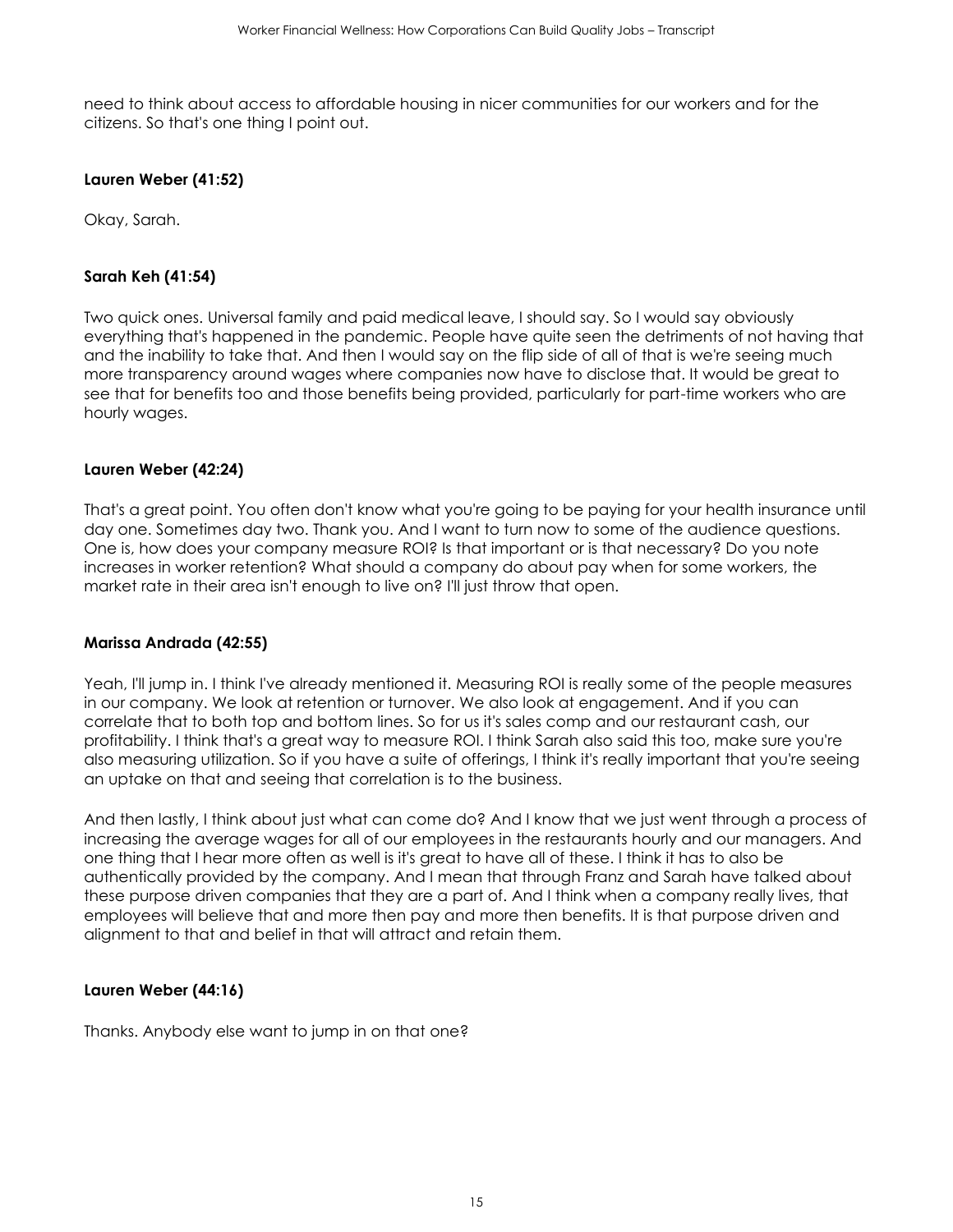need to think about access to affordable housing in nicer communities for our workers and for the citizens. So that's one thing I point out.

**Lauren Weber (41:52)**

Okay, Sarah.

**Sarah Keh (41:54)**

Two quick ones. Universal family and paid medical leave, I should say. So I would say obviously everything that's happened in the pandemic. People have quite seen the detriments of not having that and the inability to take that. And then I would say on the flip side of all of that is we're seeing much more transparency around wages where companies now have to disclose that. It would be great to see that for benefits too and those benefits being provided, particularly for part-time workers who are hourly wages.

**Lauren Weber (42:24)**

That's a great point. You often don't know what you're going to be paying for your health insurance until day one. Sometimes day two. Thank you. And I want to turn now to some of the audience questions. One is, how does your company measure ROI? Is that important or is that necessary? Do you note increases in worker retention? What should a company do about pay when for some workers, the market rate in their area isn't enough to live on? I'll just throw that open.

**Marissa Andrada (42:55)**

Yeah, I'll jump in. I think I've already mentioned it. Measuring ROI is really some of the people measures in our company. We look at retention or turnover. We also look at engagement. And if you can correlate that to both top and bottom lines. So for us it's sales comp and our restaurant cash, our profitability. I think that's a great way to measure ROI. I think Sarah also said this too, make sure you're also measuring utilization. So if you have a suite of offerings, I think it's really important that you're seeing an uptake on that and seeing that correlation is to the business.

And then lastly, I think about just what can come do? And I know that we just went through a process of increasing the average wages for all of our employees in the restaurants hourly and our managers. And one thing that I hear more often as well is it's great to have all of these. I think it has to also be authentically provided by the company. And I mean that through Franz and Sarah have talked about these purpose driven companies that they are a part of. And I think when a company really lives, that employees will believe that and more then pay and more then benefits. It is that purpose driven and alignment to that and belief in that will attract and retain them.

**Lauren Weber (44:16)**

Thanks. Anybody else want to jump in on that one?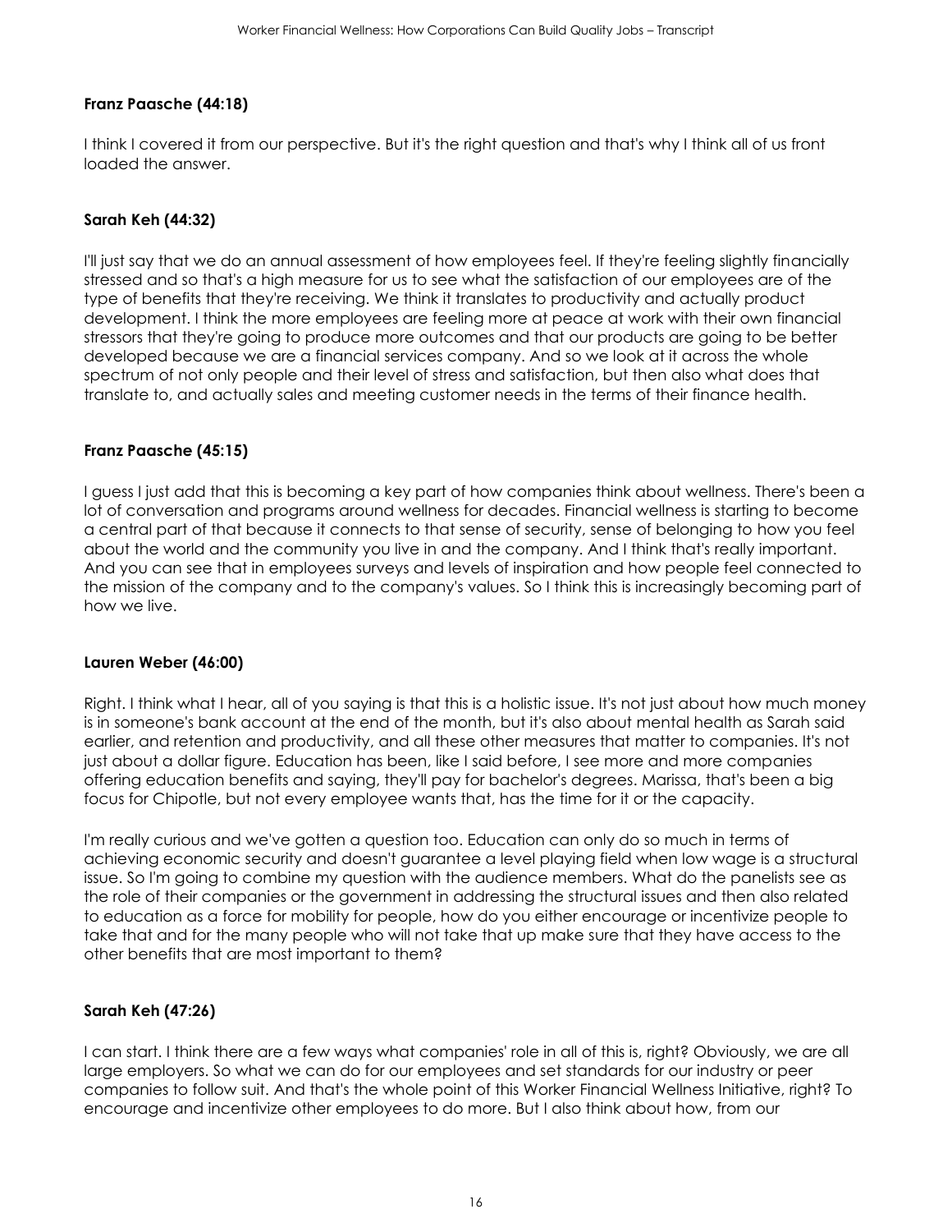**Franz Paasche (44:18)**

I think I covered it from our perspective. But it's the right question and that's why I think all of us front loaded the answer.

**Sarah Keh (44:32)**

I'll just say that we do an annual assessment of how employees feel. If they're feeling slightly financially stressed and so that's a high measure for us to see what the satisfaction of our employees are of the type of benefits that they're receiving. We think it translates to productivity and actually product development. I think the more employees are feeling more at peace at work with their own financial stressors that they're going to produce more outcomes and that our products are going to be better developed because we are a financial services company. And so we look at it across the whole spectrum of not only people and their level of stress and satisfaction, but then also what does that translate to, and actually sales and meeting customer needs in the terms of their finance health.

**Franz Paasche (45:15)**

I guess I just add that this is becoming a key part of how companies think about wellness. There's been a lot of conversation and programs around wellness for decades. Financial wellness is starting to become a central part of that because it connects to that sense of security, sense of belonging to how you feel about the world and the community you live in and the company. And I think that's really important. And you can see that in employees surveys and levels of inspiration and how people feel connected to the mission of the company and to the company's values. So I think this is increasingly becoming part of how we live.

**Lauren Weber (46:00)**

Right. I think what I hear, all of you saying is that this is a holistic issue. It's not just about how much money is in someone's bank account at the end of the month, but it's also about mental health as Sarah said earlier, and retention and productivity, and all these other measures that matter to companies. It's not just about a dollar figure. Education has been, like I said before, I see more and more companies offering education benefits and saying, they'll pay for bachelor's degrees. Marissa, that's been a big focus for Chipotle, but not every employee wants that, has the time for it or the capacity.

I'm really curious and we've gotten a question too. Education can only do so much in terms of achieving economic security and doesn't guarantee a level playing field when low wage is a structural issue. So I'm going to combine my question with the audience members. What do the panelists see as the role of their companies or the government in addressing the structural issues and then also related to education as a force for mobility for people, how do you either encourage or incentivize people to take that and for the many people who will not take that up make sure that they have access to the other benefits that are most important to them?

**Sarah Keh (47:26)**

I can start. I think there are a few ways what companies' role in all of this is, right? Obviously, we are all large employers. So what we can do for our employees and set standards for our industry or peer companies to follow suit. And that's the whole point of this Worker Financial Wellness Initiative, right? To encourage and incentivize other employees to do more. But I also think about how, from our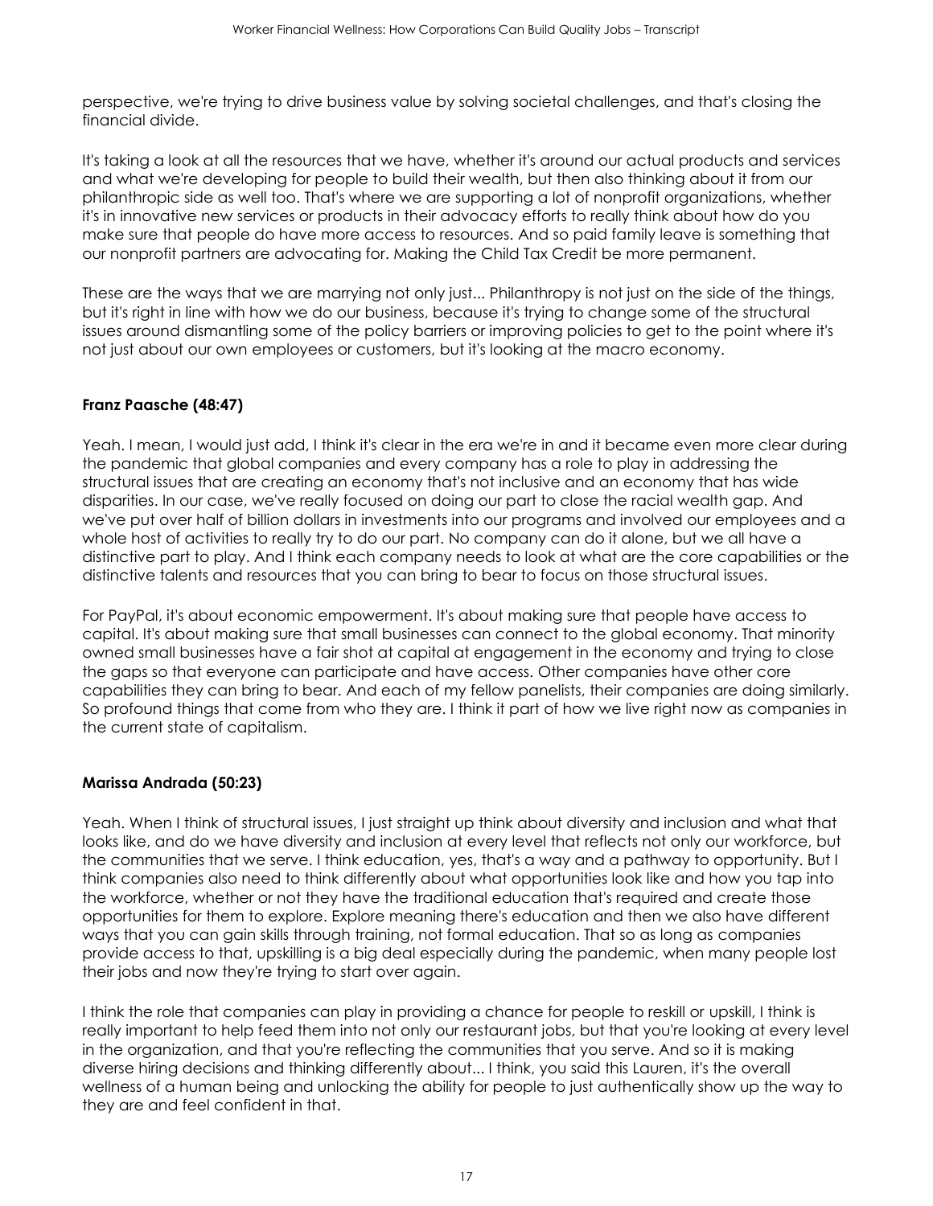perspective, we're trying to drive business value by solving societal challenges, and that's closing the financial divide.

It's taking a look at all the resources that we have, whether it's around our actual products and services and what we're developing for people to build their wealth, but then also thinking about it from our philanthropic side as well too. That's where we are supporting a lot of nonprofit organizations, whether it's in innovative new services or products in their advocacy efforts to really think about how do you make sure that people do have more access to resources. And so paid family leave is something that our nonprofit partners are advocating for. Making the Child Tax Credit be more permanent.

These are the ways that we are marrying not only just... Philanthropy is not just on the side of the things, but it's right in line with how we do our business, because it's trying to change some of the structural issues around dismantling some of the policy barriers or improving policies to get to the point where it's not just about our own employees or customers, but it's looking at the macro economy.

**Franz Paasche (48:47)**

Yeah. I mean, I would just add, I think it's clear in the era we're in and it became even more clear during the pandemic that global companies and every company has a role to play in addressing the structural issues that are creating an economy that's not inclusive and an economy that has wide disparities. In our case, we've really focused on doing our part to close the racial wealth gap. And we've put over half of billion dollars in investments into our programs and involved our employees and a whole host of activities to really try to do our part. No company can do it alone, but we all have a distinctive part to play. And I think each company needs to look at what are the core capabilities or the distinctive talents and resources that you can bring to bear to focus on those structural issues.

For PayPal, it's about economic empowerment. It's about making sure that people have access to capital. It's about making sure that small businesses can connect to the global economy. That minority owned small businesses have a fair shot at capital at engagement in the economy and trying to close the gaps so that everyone can participate and have access. Other companies have other core capabilities they can bring to bear. And each of my fellow panelists, their companies are doing similarly. So profound things that come from who they are. I think it part of how we live right now as companies in the current state of capitalism.

**Marissa Andrada (50:23)**

Yeah. When I think of structural issues, I just straight up think about diversity and inclusion and what that looks like, and do we have diversity and inclusion at every level that reflects not only our workforce, but the communities that we serve. I think education, yes, that's a way and a pathway to opportunity. But I think companies also need to think differently about what opportunities look like and how you tap into the workforce, whether or not they have the traditional education that's required and create those opportunities for them to explore. Explore meaning there's education and then we also have different ways that you can gain skills through training, not formal education. That so as long as companies provide access to that, upskilling is a big deal especially during the pandemic, when many people lost their jobs and now they're trying to start over again.

I think the role that companies can play in providing a chance for people to reskill or upskill, I think is really important to help feed them into not only our restaurant jobs, but that you're looking at every level in the organization, and that you're reflecting the communities that you serve. And so it is making diverse hiring decisions and thinking differently about... I think, you said this Lauren, it's the overall wellness of a human being and unlocking the ability for people to just authentically show up the way to they are and feel confident in that.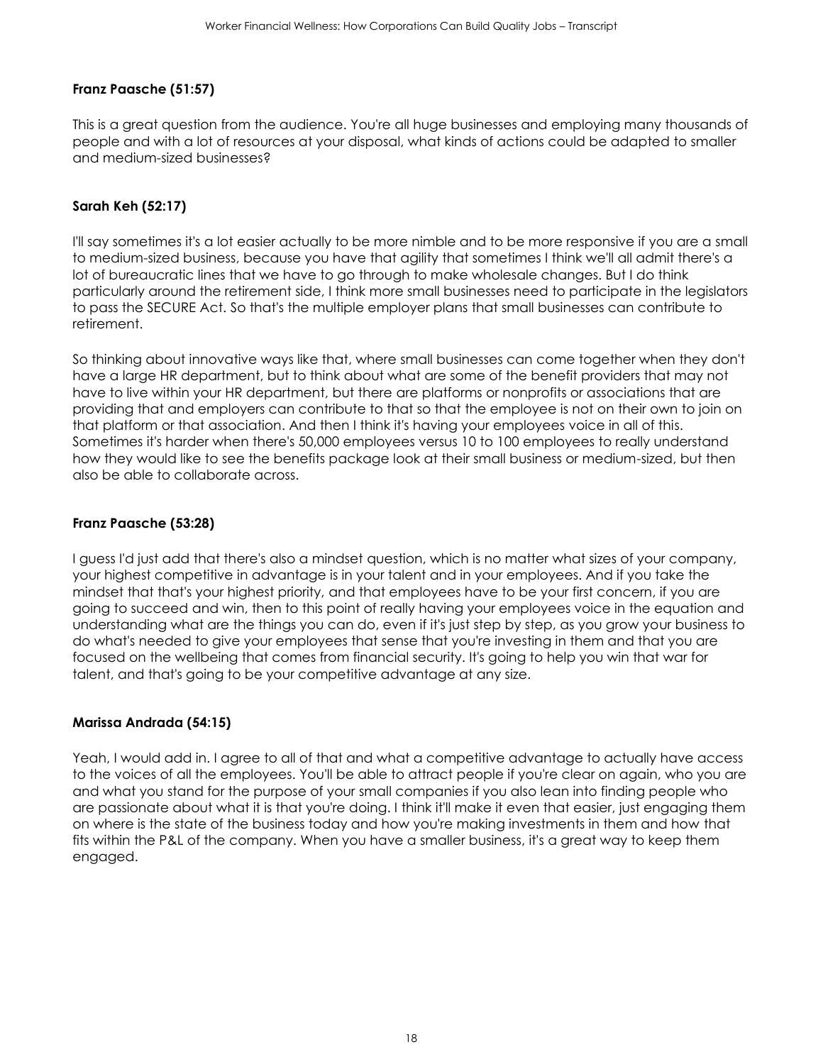**Franz Paasche (51:57)**

This is a great question from the audience. You're all huge businesses and employing many thousands of people and with a lot of resources at your disposal, what kinds of actions could be adapted to smaller and medium-sized businesses?

**Sarah Keh (52:17)**

I'll say sometimes it's a lot easier actually to be more nimble and to be more responsive if you are a small to medium-sized business, because you have that agility that sometimes I think we'll all admit there's a lot of bureaucratic lines that we have to go through to make wholesale changes. But I do think particularly around the retirement side, I think more small businesses need to participate in the legislators to pass the SECURE Act. So that's the multiple employer plans that small businesses can contribute to retirement.

So thinking about innovative ways like that, where small businesses can come together when they don't have a large HR department, but to think about what are some of the benefit providers that may not have to live within your HR department, but there are platforms or nonprofits or associations that are providing that and employers can contribute to that so that the employee is not on their own to join on that platform or that association. And then I think it's having your employees voice in all of this. Sometimes it's harder when there's 50,000 employees versus 10 to 100 employees to really understand how they would like to see the benefits package look at their small business or medium-sized, but then also be able to collaborate across.

**Franz Paasche (53:28)**

I guess I'd just add that there's also a mindset question, which is no matter what sizes of your company, your highest competitive in advantage is in your talent and in your employees. And if you take the mindset that that's your highest priority, and that employees have to be your first concern, if you are going to succeed and win, then to this point of really having your employees voice in the equation and understanding what are the things you can do, even if it's just step by step, as you grow your business to do what's needed to give your employees that sense that you're investing in them and that you are focused on the wellbeing that comes from financial security. It's going to help you win that war for talent, and that's going to be your competitive advantage at any size.

**Marissa Andrada (54:15)**

Yeah, I would add in. I agree to all of that and what a competitive advantage to actually have access to the voices of all the employees. You'll be able to attract people if you're clear on again, who you are and what you stand for the purpose of your small companies if you also lean into finding people who are passionate about what it is that you're doing. I think it'll make it even that easier, just engaging them on where is the state of the business today and how you're making investments in them and how that fits within the P&L of the company. When you have a smaller business, it's a great way to keep them engaged.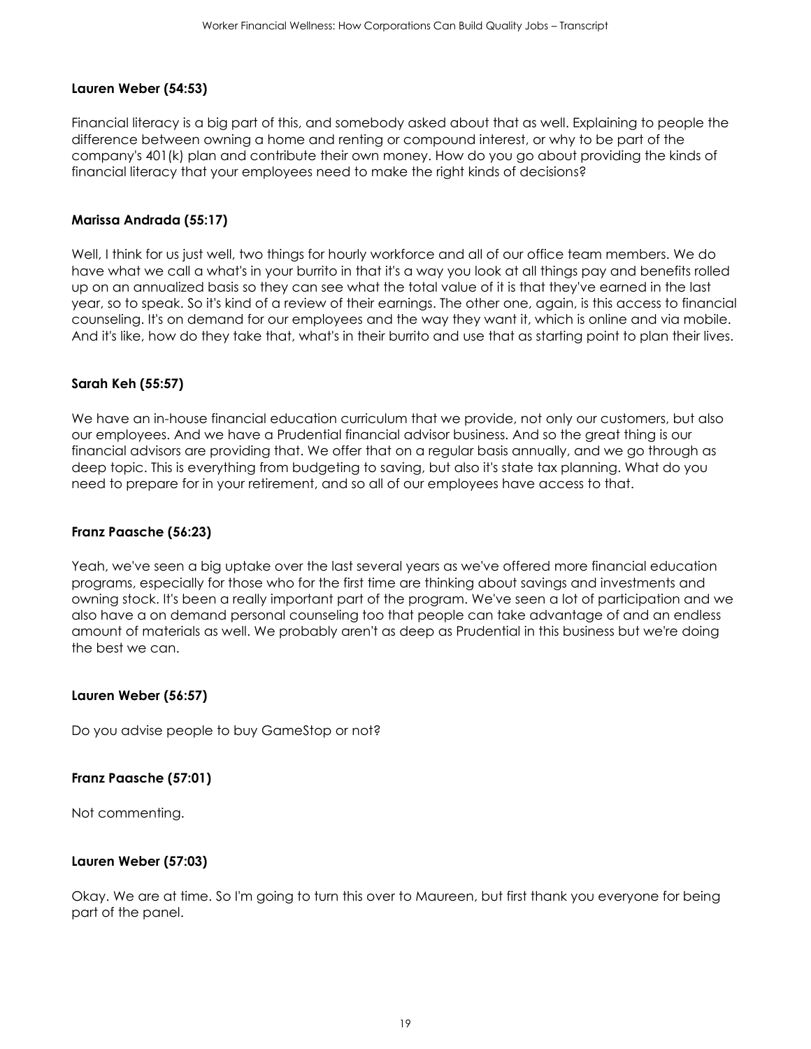**Lauren Weber (54:53)**

Financial literacy is a big part of this, and somebody asked about that as well. Explaining to people the difference between owning a home and renting or compound interest, or why to be part of the company's 401(k) plan and contribute their own money. How do you go about providing the kinds of financial literacy that your employees need to make the right kinds of decisions?

**Marissa Andrada (55:17)**

Well, I think for us just well, two things for hourly workforce and all of our office team members. We do have what we call a what's in your burrito in that it's a way you look at all things pay and benefits rolled up on an annualized basis so they can see what the total value of it is that they've earned in the last year, so to speak. So it's kind of a review of their earnings. The other one, again, is this access to financial counseling. It's on demand for our employees and the way they want it, which is online and via mobile. And it's like, how do they take that, what's in their burrito and use that as starting point to plan their lives.

**Sarah Keh (55:57)**

We have an in-house financial education curriculum that we provide, not only our customers, but also our employees. And we have a Prudential financial advisor business. And so the great thing is our financial advisors are providing that. We offer that on a regular basis annually, and we go through as deep topic. This is everything from budgeting to saving, but also it's state tax planning. What do you need to prepare for in your retirement, and so all of our employees have access to that.

**Franz Paasche (56:23)**

Yeah, we've seen a big uptake over the last several years as we've offered more financial education programs, especially for those who for the first time are thinking about savings and investments and owning stock. It's been a really important part of the program. We've seen a lot of participation and we also have a on demand personal counseling too that people can take advantage of and an endless amount of materials as well. We probably aren't as deep as Prudential in this business but we're doing the best we can.

**Lauren Weber (56:57)**

Do you advise people to buy GameStop or not?

**Franz Paasche (57:01)**

Not commenting.

**Lauren Weber (57:03)**

Okay. We are at time. So I'm going to turn this over to Maureen, but first thank you everyone for being part of the panel.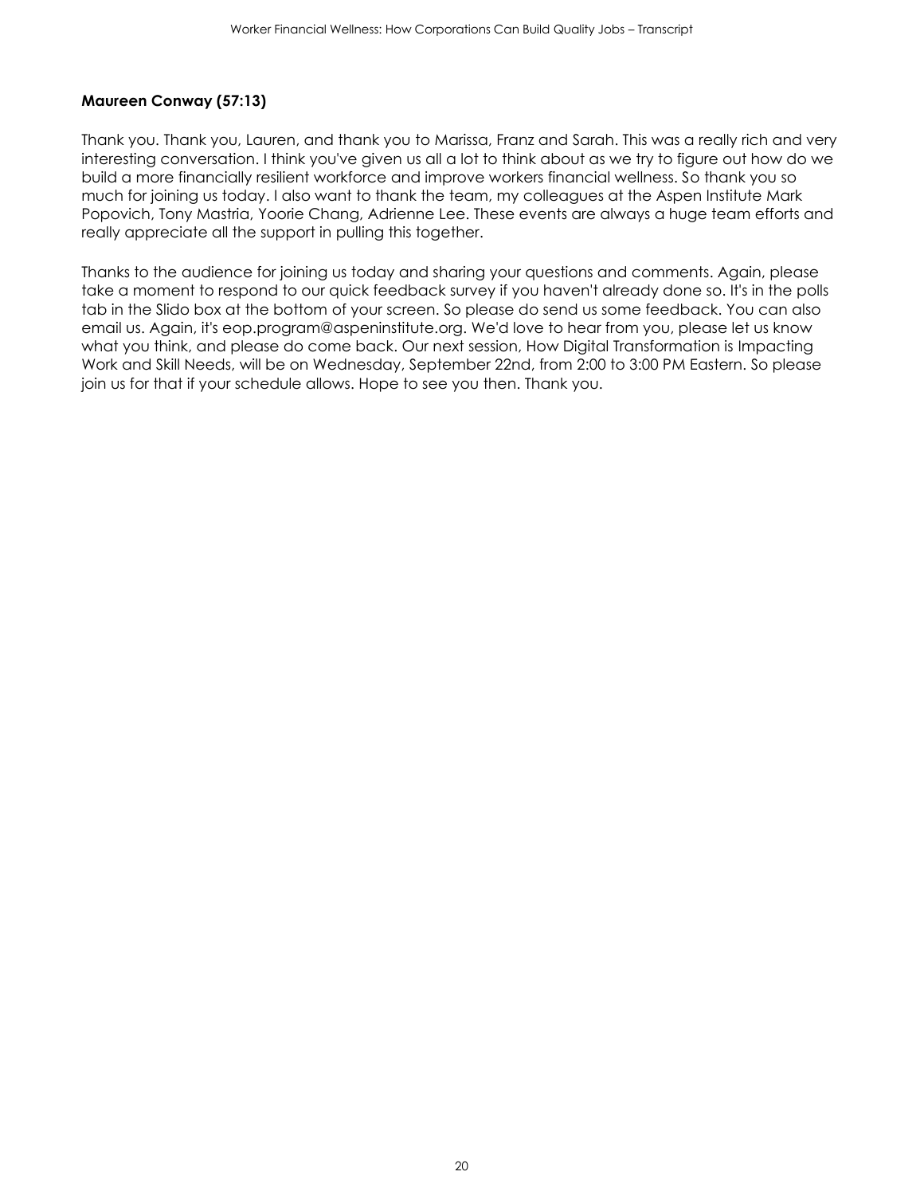**Maureen Conway (57:13)**

Thank you. Thank you, Lauren, and thank you to Marissa, Franz and Sarah. This was a really rich and very interesting conversation. I think you've given us all a lot to think about as we try to figure out how do we build a more financially resilient workforce and improve workers financial wellness. So thank you so much for joining us today. I also want to thank the team, my colleagues at the Aspen Institute Mark Popovich, Tony Mastria, Yoorie Chang, Adrienne Lee. These events are always a huge team efforts and really appreciate all the support in pulling this together.

Thanks to the audience for joining us today and sharing your questions and comments. Again, please take a moment to respond to our quick feedback survey if you haven't already done so. It's in the polls tab in the Slido box at the bottom of your screen. So please do send us some feedback. You can also email us. Again, it's eop.program@aspeninstitute.org. We'd love to hear from you, please let us know what you think, and please do come back. Our next session, How Digital Transformation is Impacting Work and Skill Needs, will be on Wednesday, September 22nd, from 2:00 to 3:00 PM Eastern. So please join us for that if your schedule allows. Hope to see you then. Thank you.